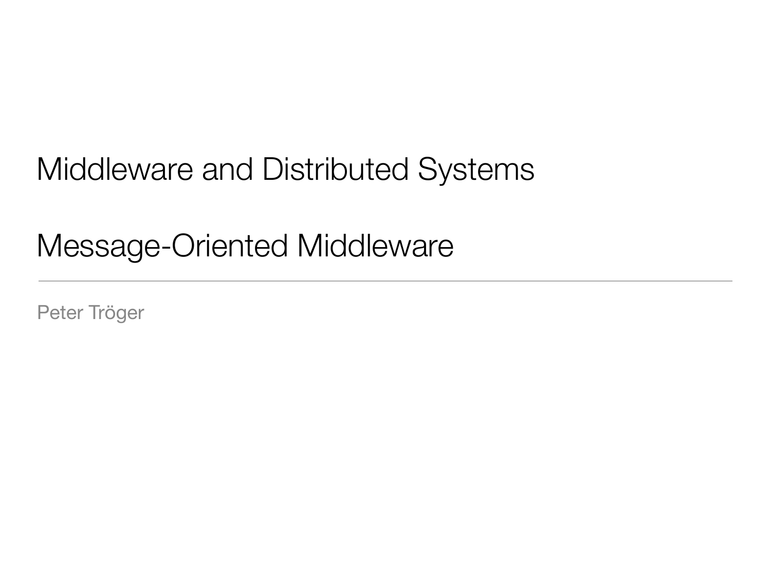# Middleware and Distributed Systems

# Message-Oriented Middleware

Peter Tröger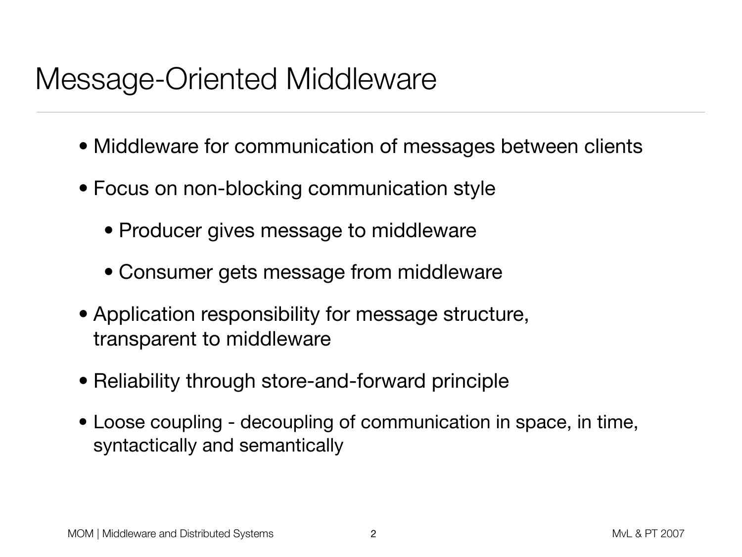# Message-Oriented Middleware

- Middleware for communication of messages between clients
- Focus on non-blocking communication style
  - Producer gives message to middleware
  - Consumer gets message from middleware
- Application responsibility for message structure, transparent to middleware
- Reliability through store-and-forward principle
- Loose coupling - decoupling of communication in space, in time, syntactically and semantically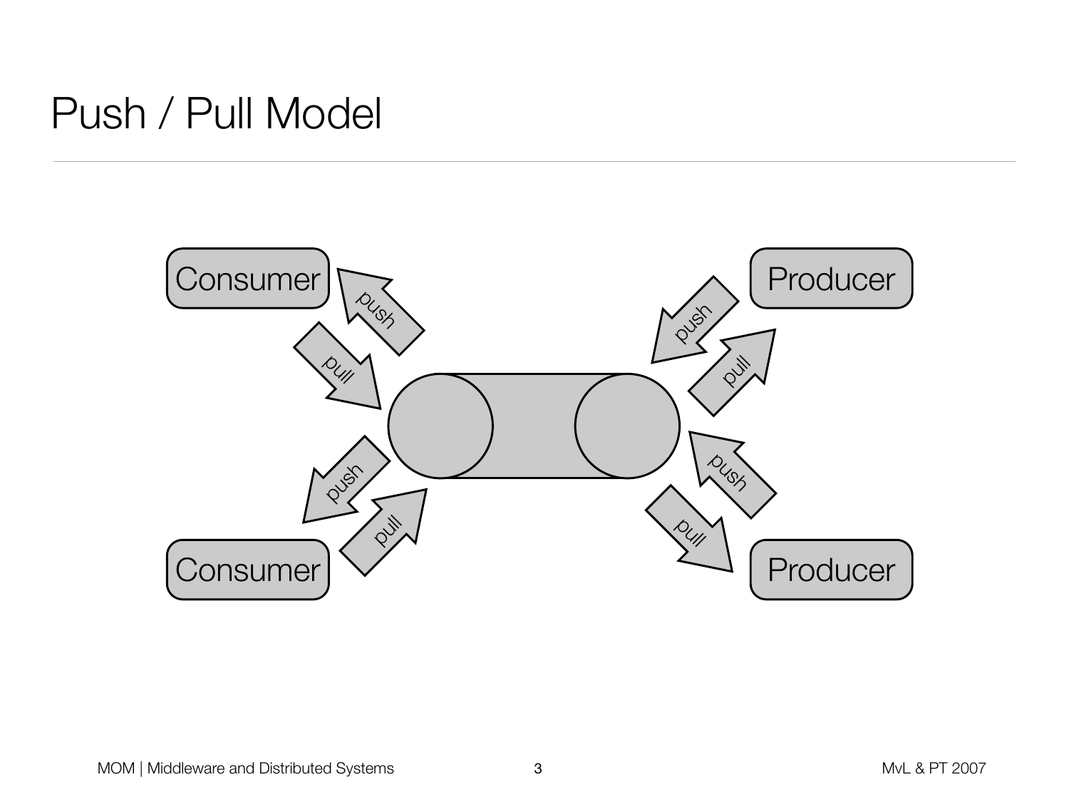# Push / Pull Model

Consumer

push

pull

push

pull

Consumer

Producer

push

pull

push

pull

Producer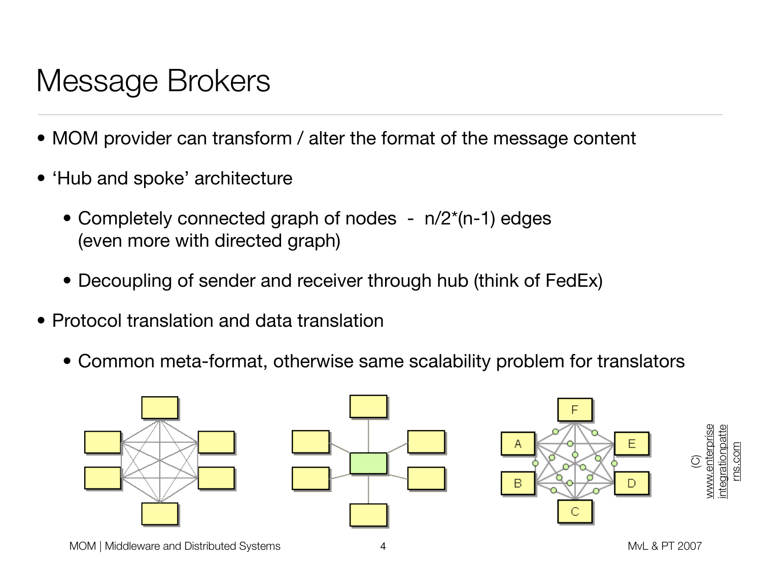# Message Brokers

- MOM provider can transform / alter the format of the message content
- 'Hub and spoke' architecture
  - Completely connected graph of nodes - $n/2*(n-1)$ edges (even more with directed graph)
  - Decoupling of sender and receiver through hub (think of FedEx)
- Protocol translation and data translation
  - Common meta-format, otherwise same scalability problem for translators

(C) www.enterpriseintegrationpatterns.com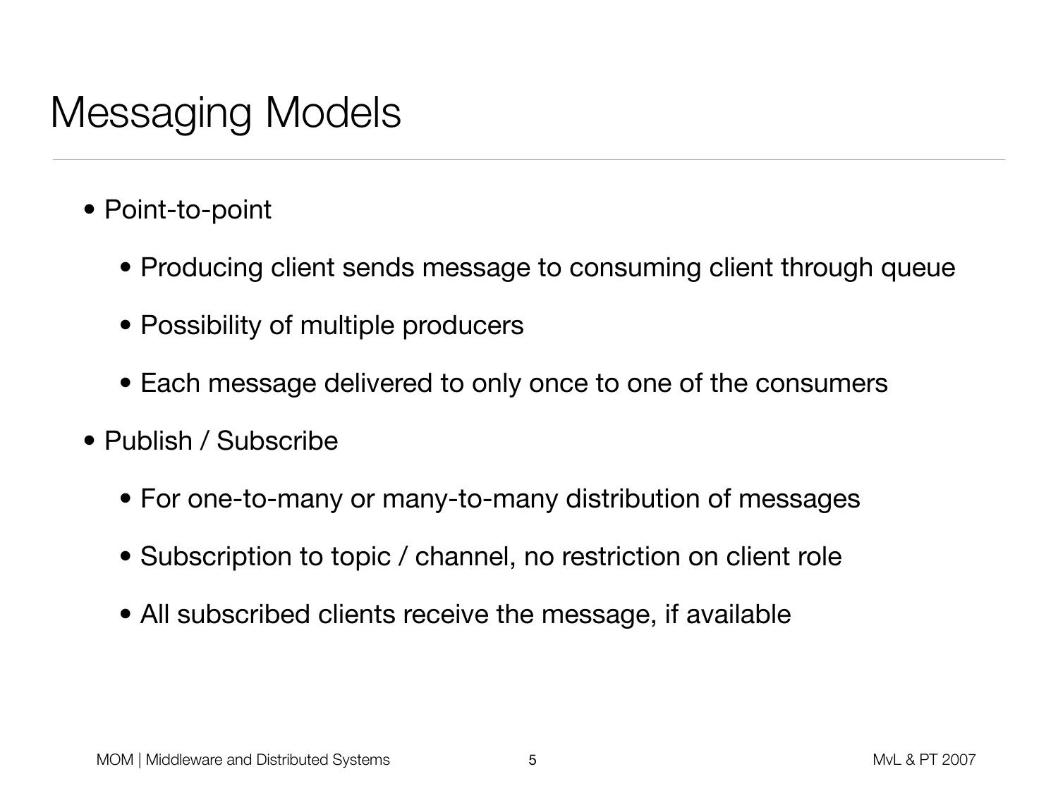# Messaging Models

- Point-to-point
  - Producing client sends message to consuming client through queue
  - Possibility of multiple producers
  - Each message delivered to only once to one of the consumers
- Publish / Subscribe
  - For one-to-many or many-to-many distribution of messages
  - Subscription to topic / channel, no restriction on client role
  - All subscribed clients receive the message, if available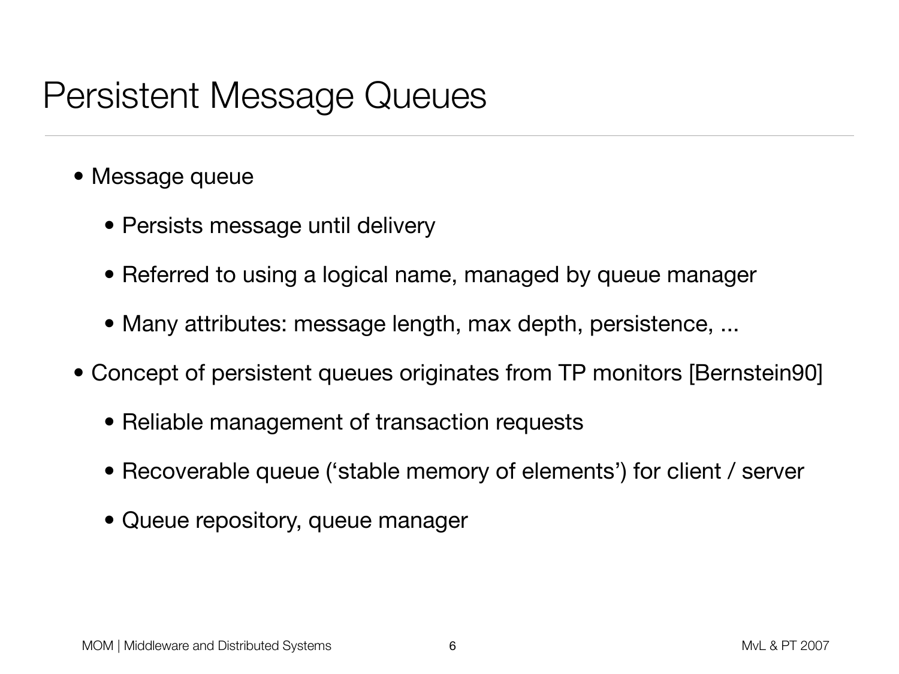# Persistent Message Queues

- Message queue
  - Persists message until delivery
  - Referred to using a logical name, managed by queue manager
  - Many attributes: message length, max depth, persistence, ...
- Concept of persistent queues originates from TP monitors [Bernstein90]
  - Reliable management of transaction requests
  - Recoverable queue ('stable memory of elements') for client / server
  - Queue repository, queue manager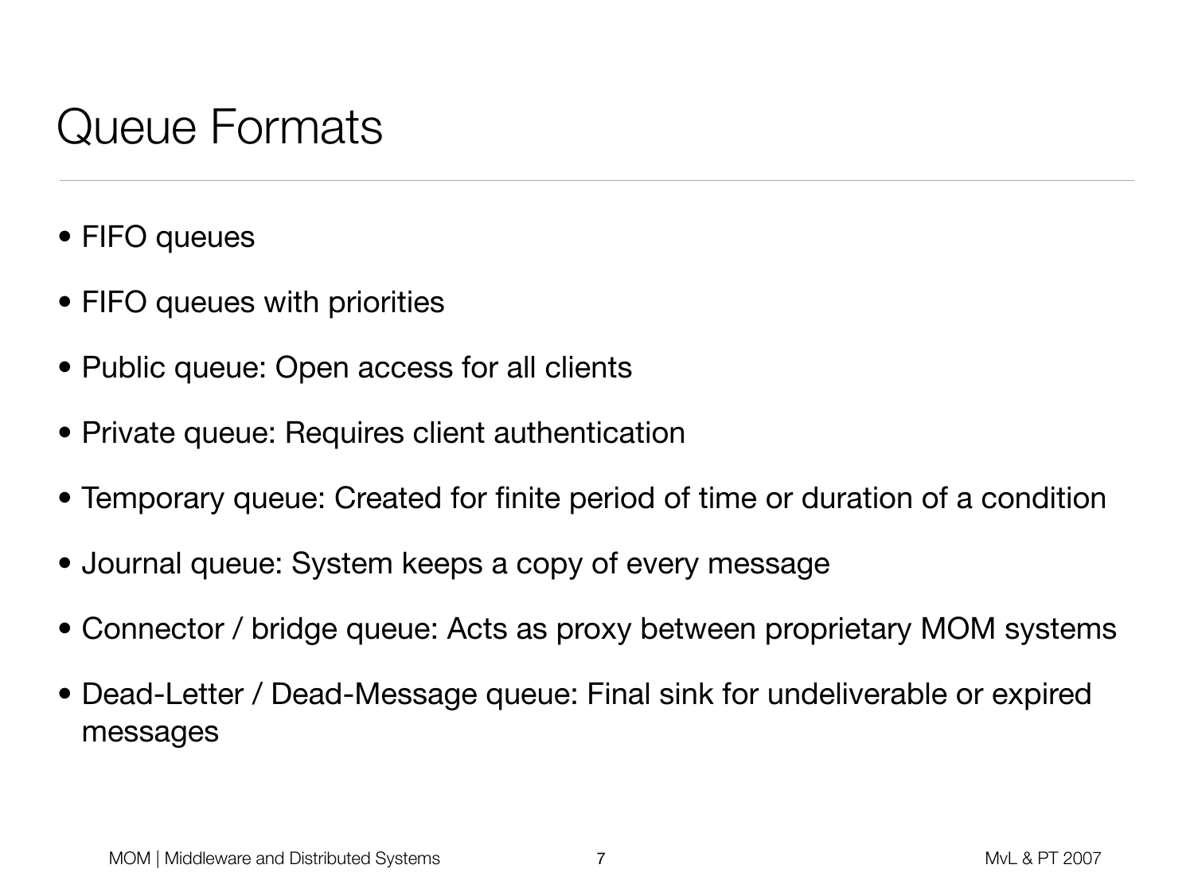# Queue Formats

- FIFO queues
- FIFO queues with priorities
- Public queue: Open access for all clients
- Private queue: Requires client authentication
- Temporary queue: Created for finite period of time or duration of a condition
- Journal queue: System keeps a copy of every message
- Connector / bridge queue: Acts as proxy between proprietary MOM systems
- Dead-Letter / Dead-Message queue: Final sink for undeliverable or expired messages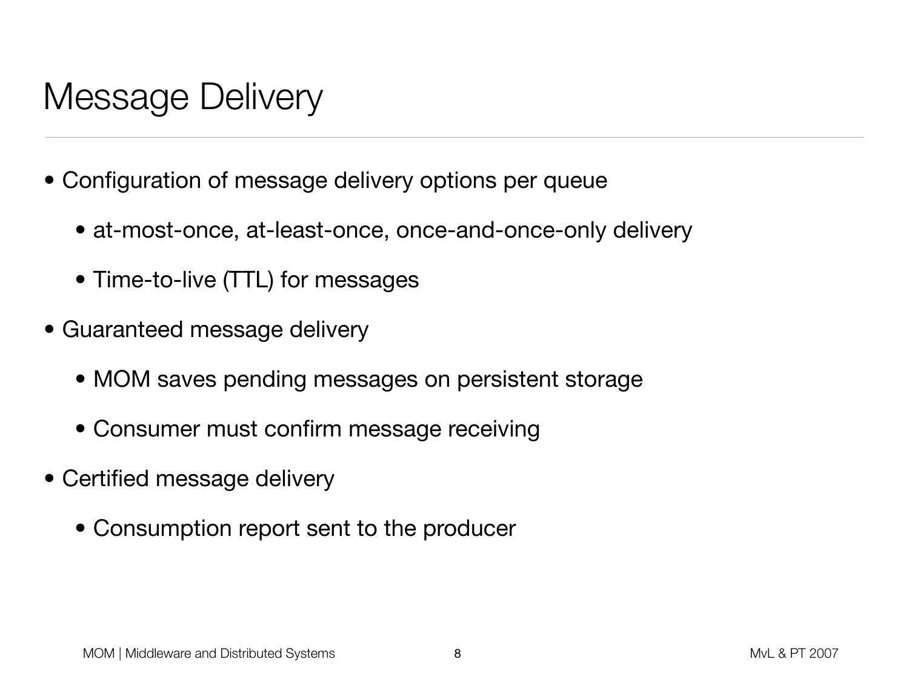# Message Delivery

- Configuration of message delivery options per queue
  - at-most-once, at-least-once, once-and-once-only delivery
  - Time-to-live (TTL) for messages
- Guaranteed message delivery
  - MOM saves pending messages on persistent storage
  - Consumer must confirm message receiving
- Certified message delivery
  - Consumption report sent to the producer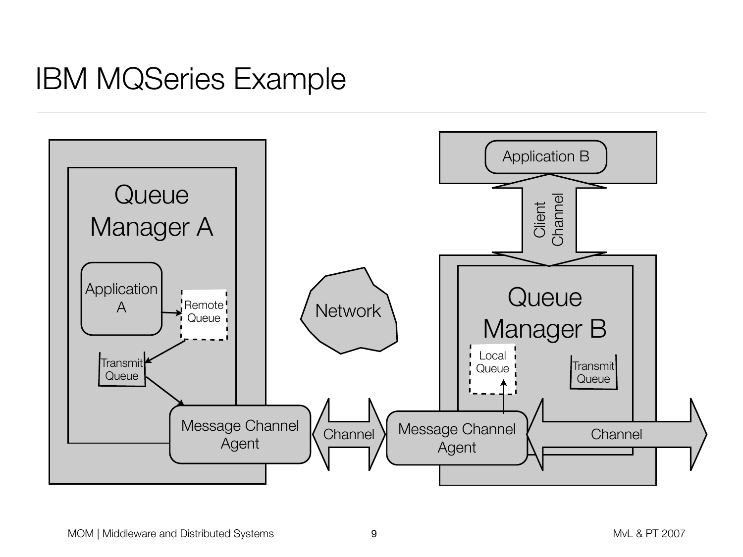# IBM MQSeries Example

Queue Manager A

Application A

Remote Queue

Transmit Queue

Message Channel Agent

Network

Channel

Application B

Client Channel

Queue Manager B

Local Queue

Transmit Queue

Message Channel Agent

Channel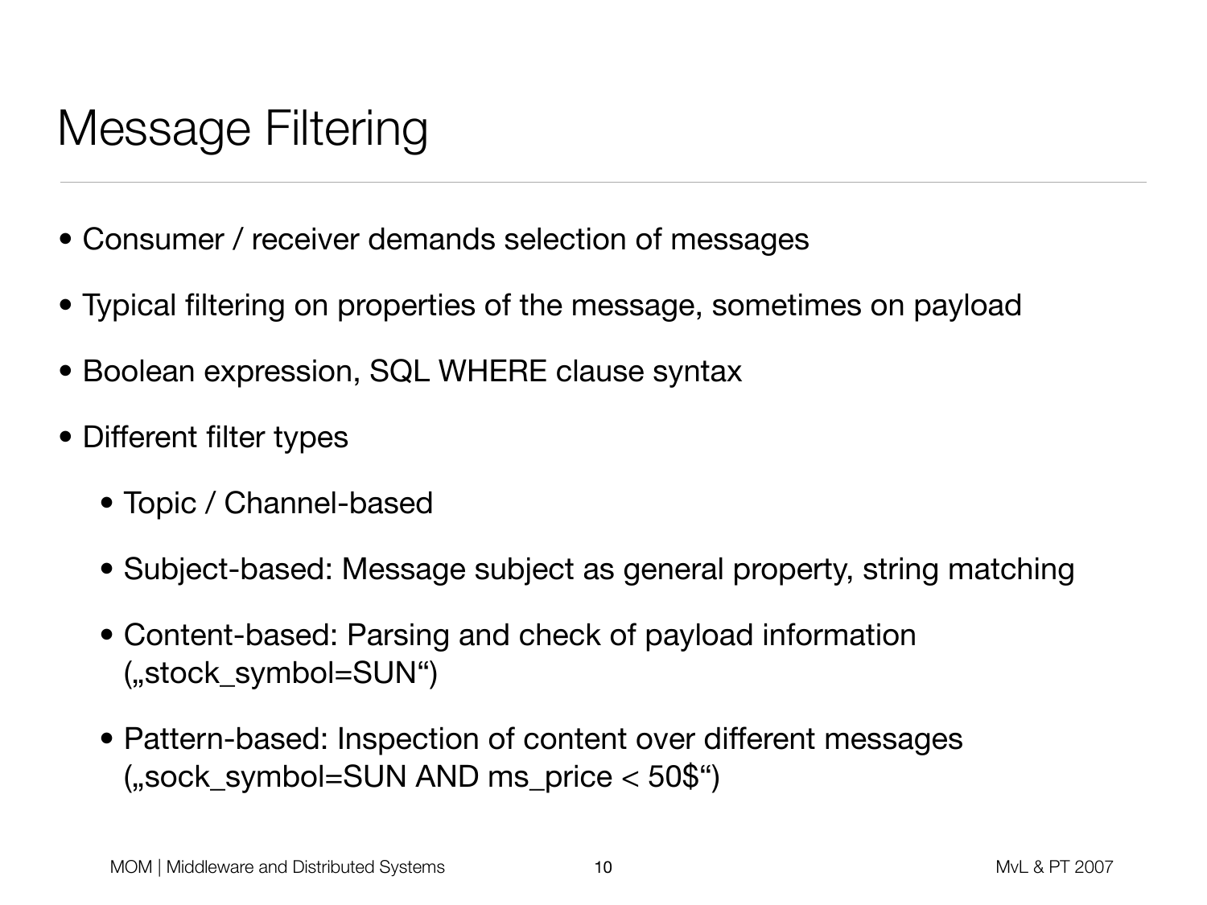# Message Filtering

- Consumer / receiver demands selection of messages
- Typical filtering on properties of the message, sometimes on payload
- Boolean expression, SQL WHERE clause syntax
- Different filter types
  - Topic / Channel-based
  - Subject-based: Message subject as general property, string matching
  - Content-based: Parsing and check of payload information („stock_symbol=SUN“)
  - Pattern-based: Inspection of content over different messages („sock_symbol=SUN AND ms_price < 50$“)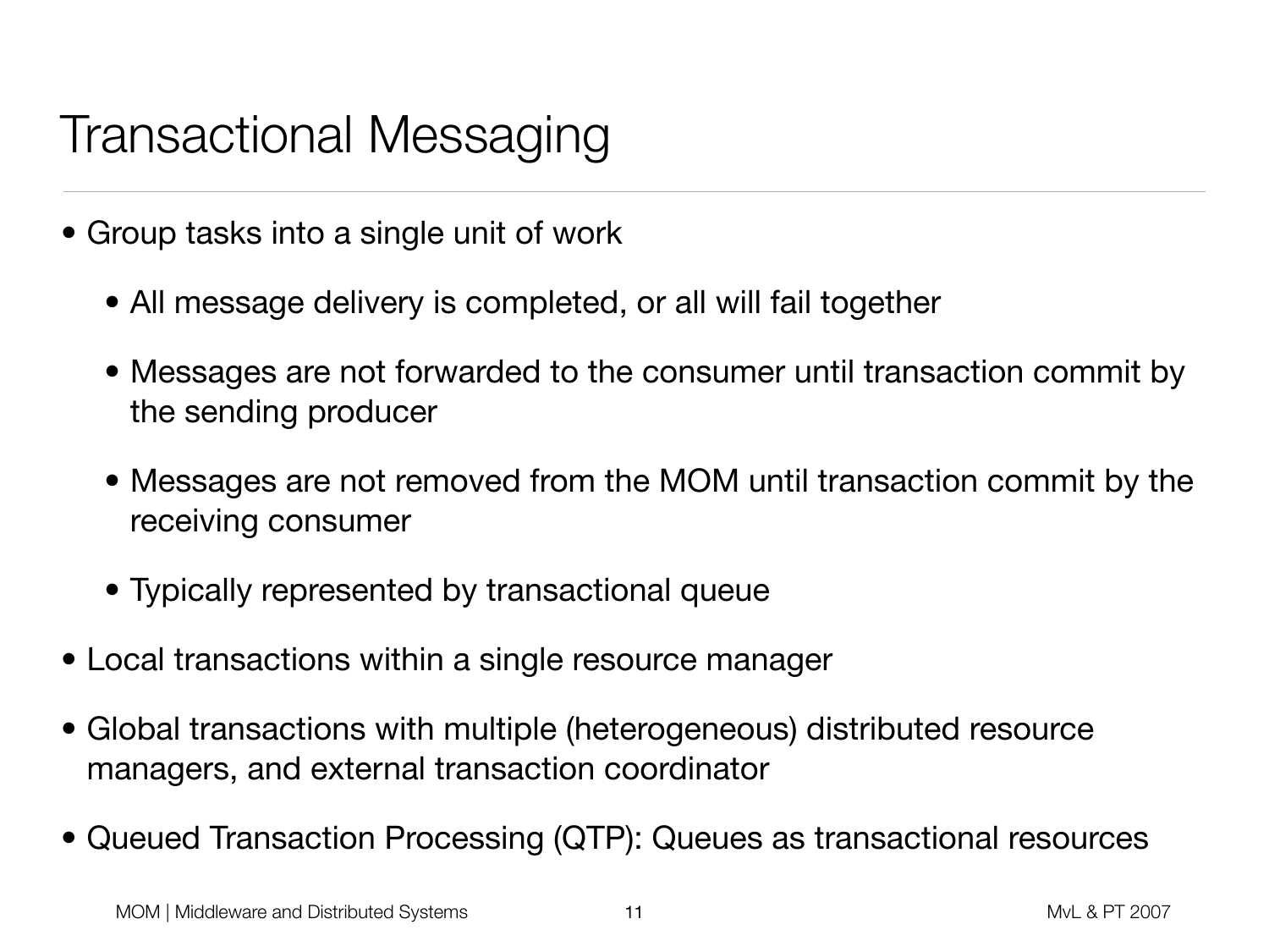# Transactional Messaging

- Group tasks into a single unit of work
  - All message delivery is completed, or all will fail together
  - Messages are not forwarded to the consumer until transaction commit by the sending producer
  - Messages are not removed from the MOM until transaction commit by the receiving consumer
  - Typically represented by transactional queue
- Local transactions within a single resource manager
- Global transactions with multiple (heterogeneous) distributed resource managers, and external transaction coordinator
- Queued Transaction Processing (QTP): Queues as transactional resources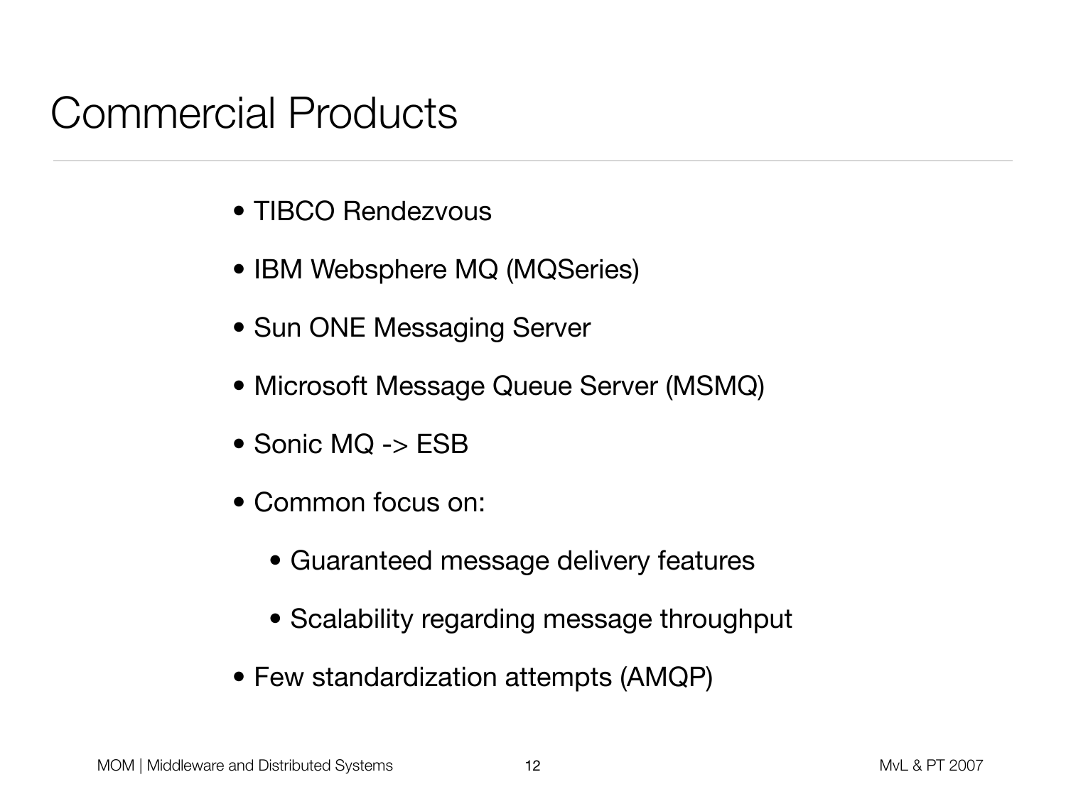# Commercial Products

- TIBCO Rendezvous
- IBM Websphere MQ (MQSeries)
- Sun ONE Messaging Server
- Microsoft Message Queue Server (MSMQ)
- Sonic MQ -> ESB
- Common focus on:
  - Guaranteed message delivery features
  - Scalability regarding message throughput
- Few standardization attempts (AMQP)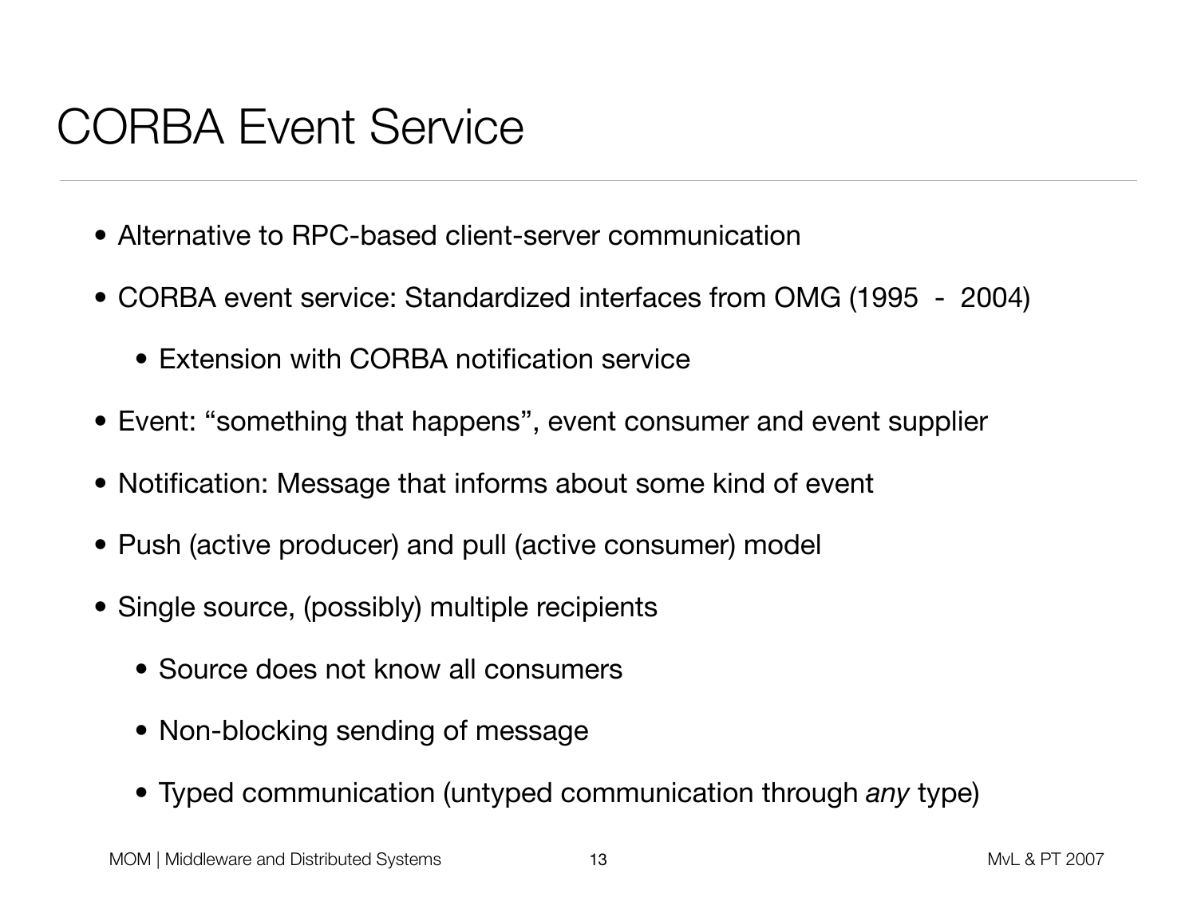# CORBA Event Service

- Alternative to RPC-based client-server communication
- CORBA event service: Standardized interfaces from OMG (1995 - 2004)
  - Extension with CORBA notification service
- Event: “something that happens”, event consumer and event supplier
- Notification: Message that informs about some kind of event
- Push (active producer) and pull (active consumer) model
- Single source, (possibly) multiple recipients
  - Source does not know all consumers
  - Non-blocking sending of message
  - Typed communication (untyped communication through *any* type)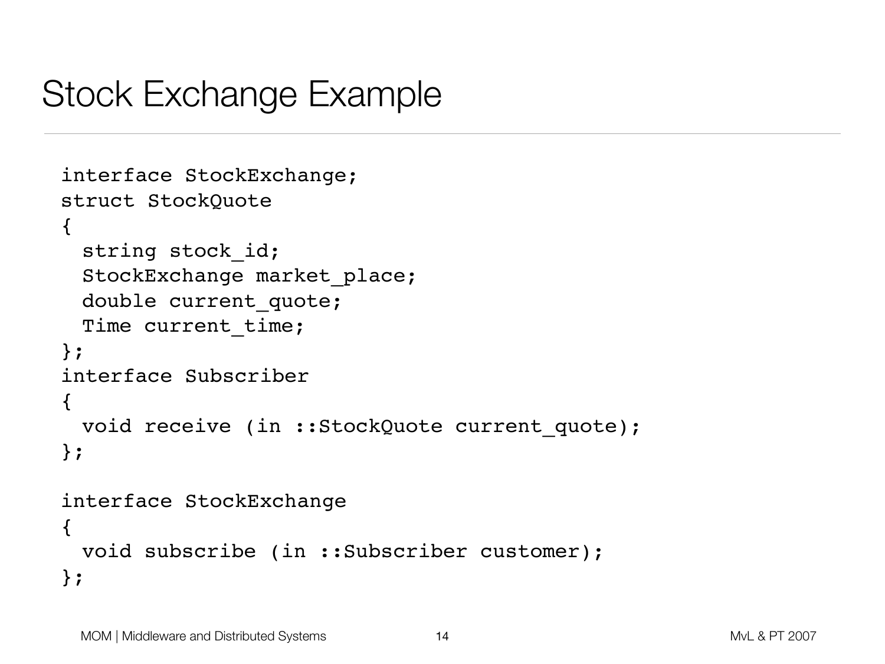# Stock Exchange Example

```
interface StockExchange;
struct StockQuote
{
  string stock_id;
  StockExchange market_place;
  double current_quote;
  Time current_time;
};
interface Subscriber
{
  void receive (in ::StockQuote current_quote);
};

interface StockExchange
{
  void subscribe (in ::Subscriber customer);
};
```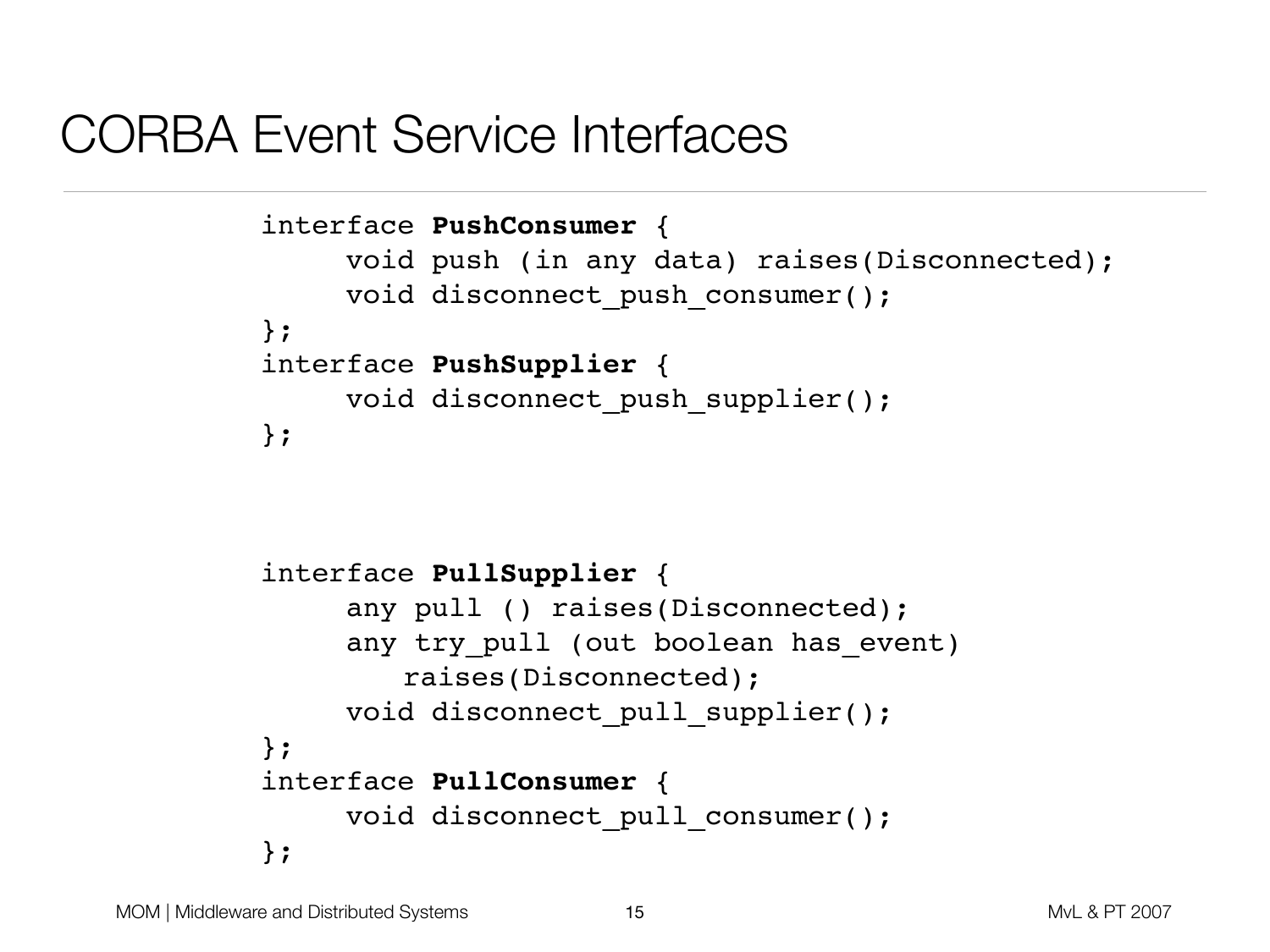# CORBA Event Service Interfaces

```
interface PushConsumer {
     void push (in any data) raises(Disconnected);
     void disconnect_push_consumer();
};
interface PushSupplier {
     void disconnect_push_supplier();
};
```

```
interface PullSupplier {
     any pull () raises(Disconnected);
     any try_pull (out boolean has_event)
        raises(Disconnected);
     void disconnect_pull_supplier();
};
interface PullConsumer {
     void disconnect_pull_consumer();
};
```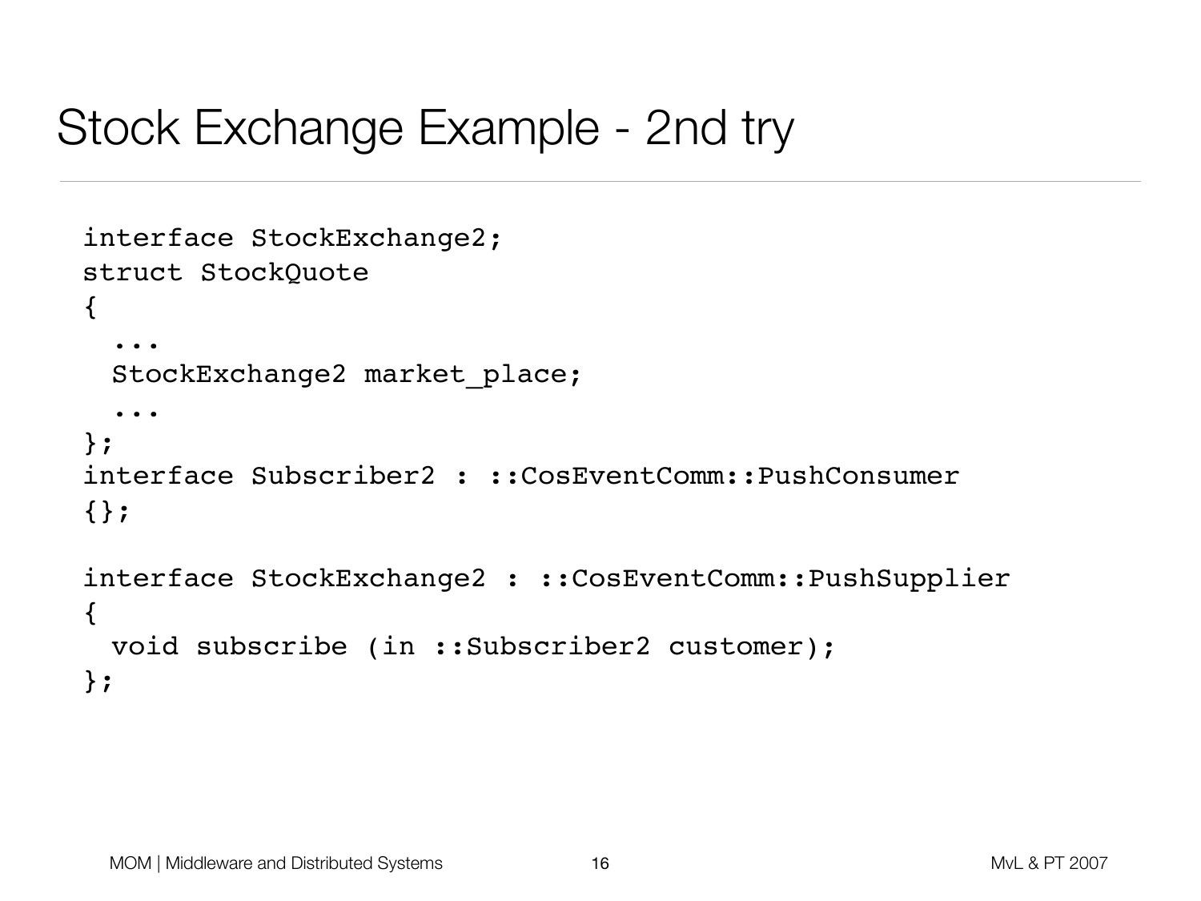# Stock Exchange Example - 2nd try

```
interface StockExchange2;
struct StockQuote
{
  ...
  StockExchange2 market_place;
  ...
};
interface Subscriber2 : ::CosEventComm::PushConsumer
{};

interface StockExchange2 : ::CosEventComm::PushSupplier
{
  void subscribe (in ::Subscriber2 customer);
};
```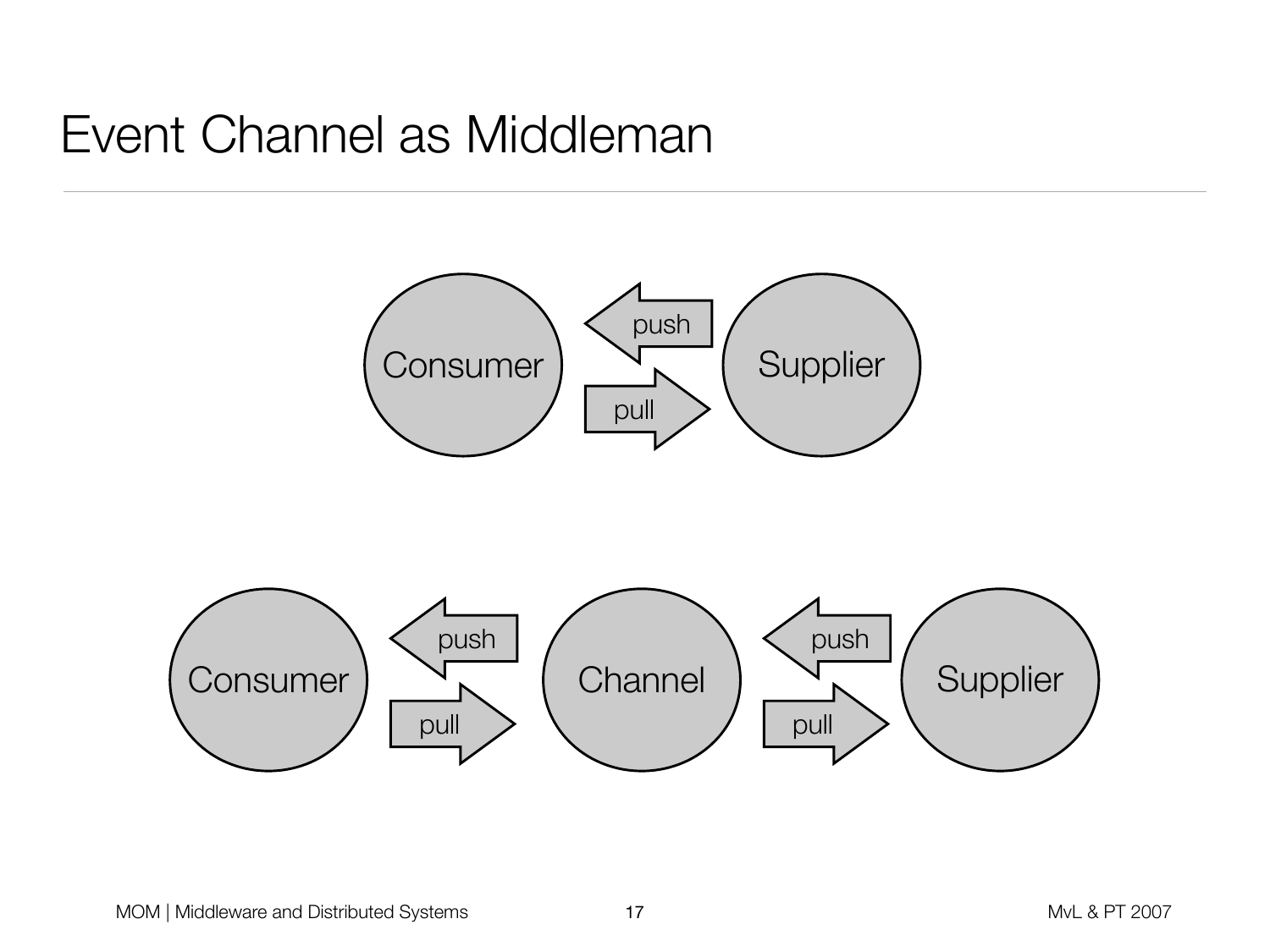# Event Channel as Middleman

Consumer — push / pull — Supplier

Consumer — push / pull — Channel — push / pull — Supplier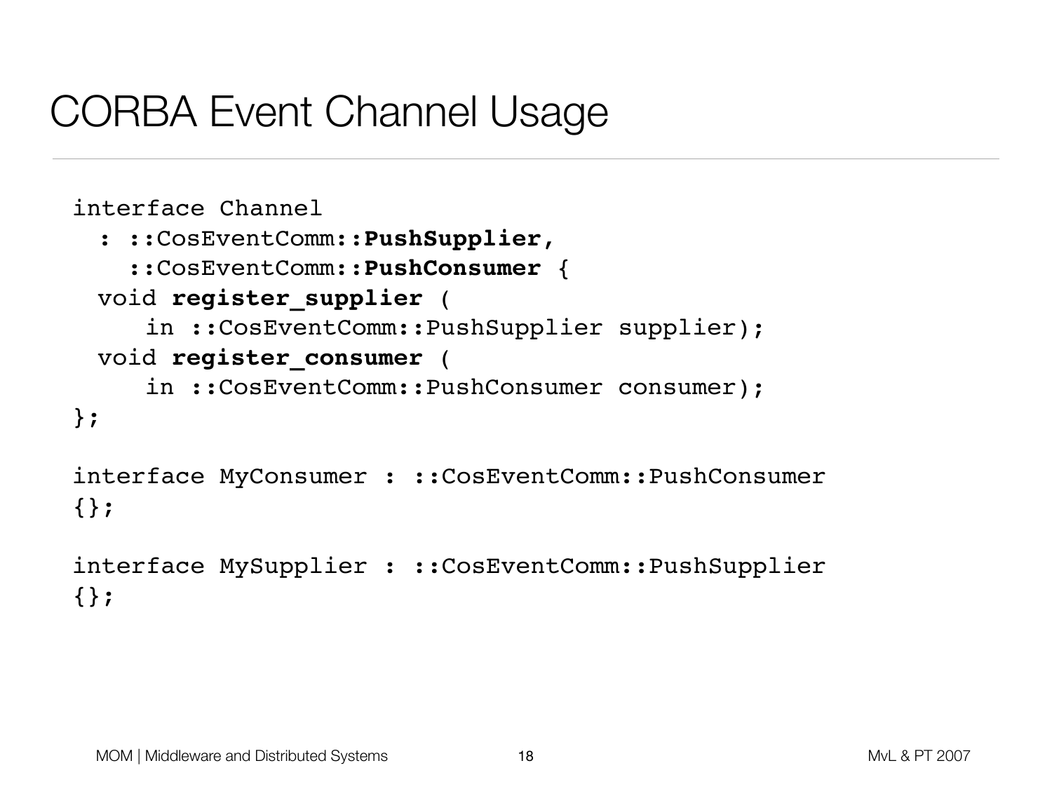# CORBA Event Channel Usage

```
interface Channel
  : ::CosEventComm::PushSupplier,
    ::CosEventComm::PushConsumer {
  void register_supplier (
      in ::CosEventComm::PushSupplier supplier);
  void register_consumer (
      in ::CosEventComm::PushConsumer consumer);
};

interface MyConsumer : ::CosEventComm::PushConsumer
{};

interface MySupplier : ::CosEventComm::PushSupplier
{};
```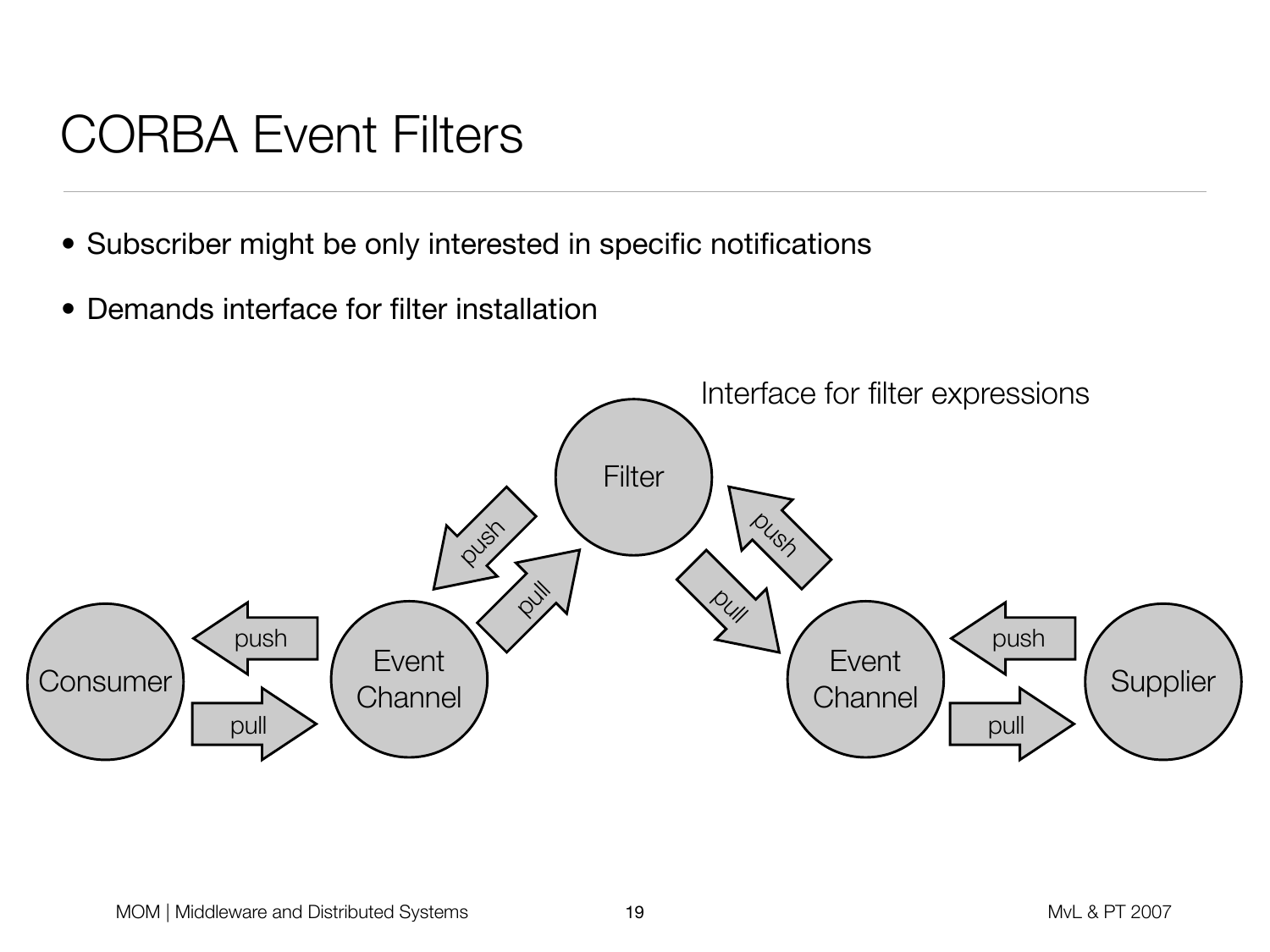# CORBA Event Filters

- Subscriber might be only interested in specific notifications
- Demands interface for filter installation

Interface for filter expressions

Filter

Consumer

Event Channel

Event Channel

Supplier

push

pull

push

pull

push

pull

push

pull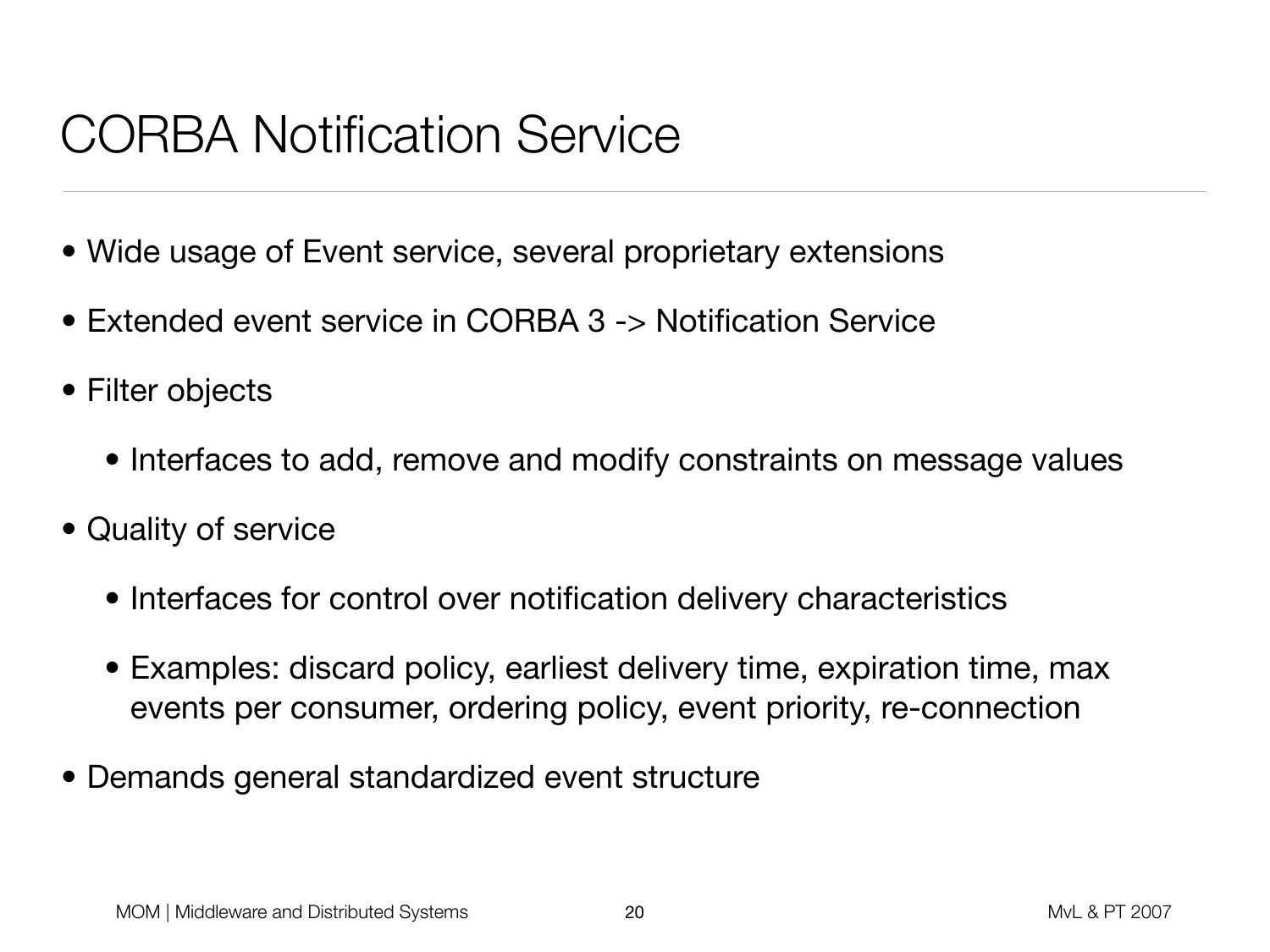# CORBA Notification Service

- Wide usage of Event service, several proprietary extensions
- Extended event service in CORBA 3 -> Notification Service
- Filter objects
  - Interfaces to add, remove and modify constraints on message values
- Quality of service
  - Interfaces for control over notification delivery characteristics
  - Examples: discard policy, earliest delivery time, expiration time, max events per consumer, ordering policy, event priority, re-connection
- Demands general standardized event structure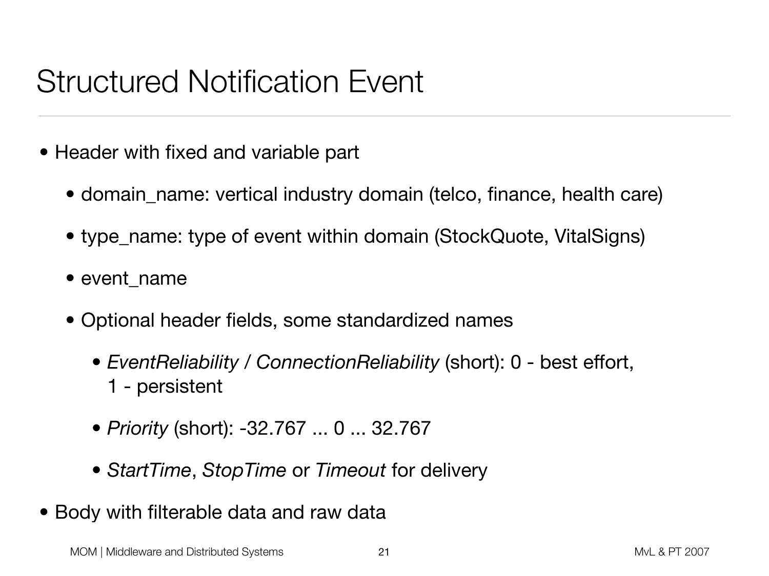# Structured Notification Event

- Header with fixed and variable part
  - domain_name: vertical industry domain (telco, finance, health care)
  - type_name: type of event within domain (StockQuote, VitalSigns)
  - event_name
  - Optional header fields, some standardized names
    - *EventReliability / ConnectionReliability* (short): 0 - best effort, 1 - persistent
    - *Priority* (short): -32.767 ... 0 ... 32.767
    - *StartTime*, *StopTime* or *Timeout* for delivery
- Body with filterable data and raw data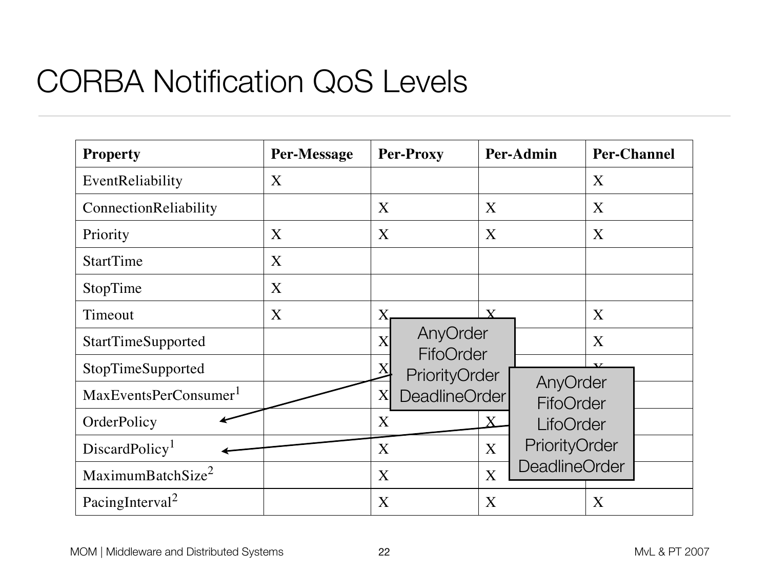# CORBA Notification QoS Levels

| Property | Per-Message | Per-Proxy | Per-Admin | Per-Channel |
|---|---|---|---|---|
| EventReliability | X | | | X |
| ConnectionReliability | | X | X | X |
| Priority | X | X | X | X |
| StartTime | X | | | |
| StopTime | X | | | |
| Timeout | X | X | X | X |
| StartTimeSupported | | X | | X |
| StopTimeSupported | | X | | X |
| MaxEventsPerConsumer[1] | | X | | |
| OrderPolicy | | X | X | |
| DiscardPolicy[1] | | X | X | |
| MaximumBatchSize[2] | | X | X | |
| PacingInterval[2] | | X | X | X |

OrderPolicy:
- AnyOrder
- FifoOrder
- PriorityOrder
- DeadlineOrder

DiscardPolicy:
- AnyOrder
- FifoOrder
- LifoOrder
- PriorityOrder
- DeadlineOrder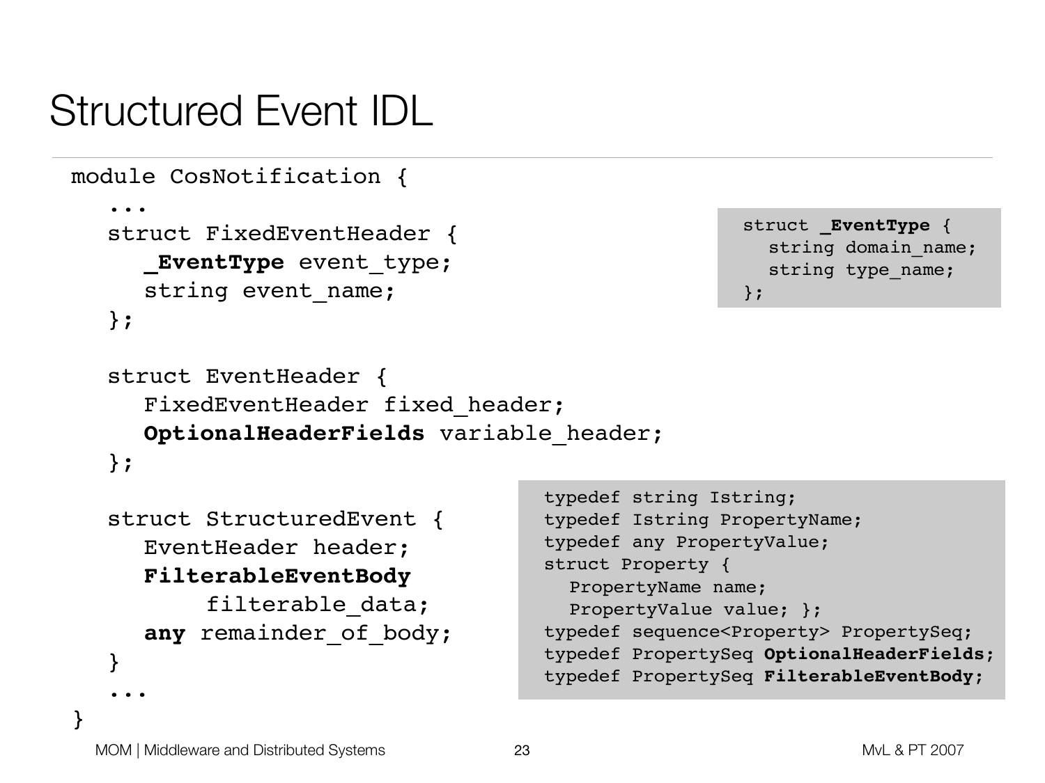# Structured Event IDL

```
module CosNotification {
   ...
   struct FixedEventHeader {
      _EventType event_type;
      string event_name;
   };

   struct EventHeader {
      FixedEventHeader fixed_header;
      OptionalHeaderFields variable_header;
   };

   struct StructuredEvent {
      EventHeader header;
      FilterableEventBody
           filterable_data;
      any remainder_of_body;
   }
   ...
}
```

```
struct _EventType {
   string domain_name;
   string type_name;
};
```

```
typedef string Istring;
typedef Istring PropertyName;
typedef any PropertyValue;
struct Property {
   PropertyName name;
   PropertyValue value; };
typedef sequence<Property> PropertySeq;
typedef PropertySeq OptionalHeaderFields;
typedef PropertySeq FilterableEventBody;
```

MOM | Middleware and Distributed Systems — MvL & PT 2007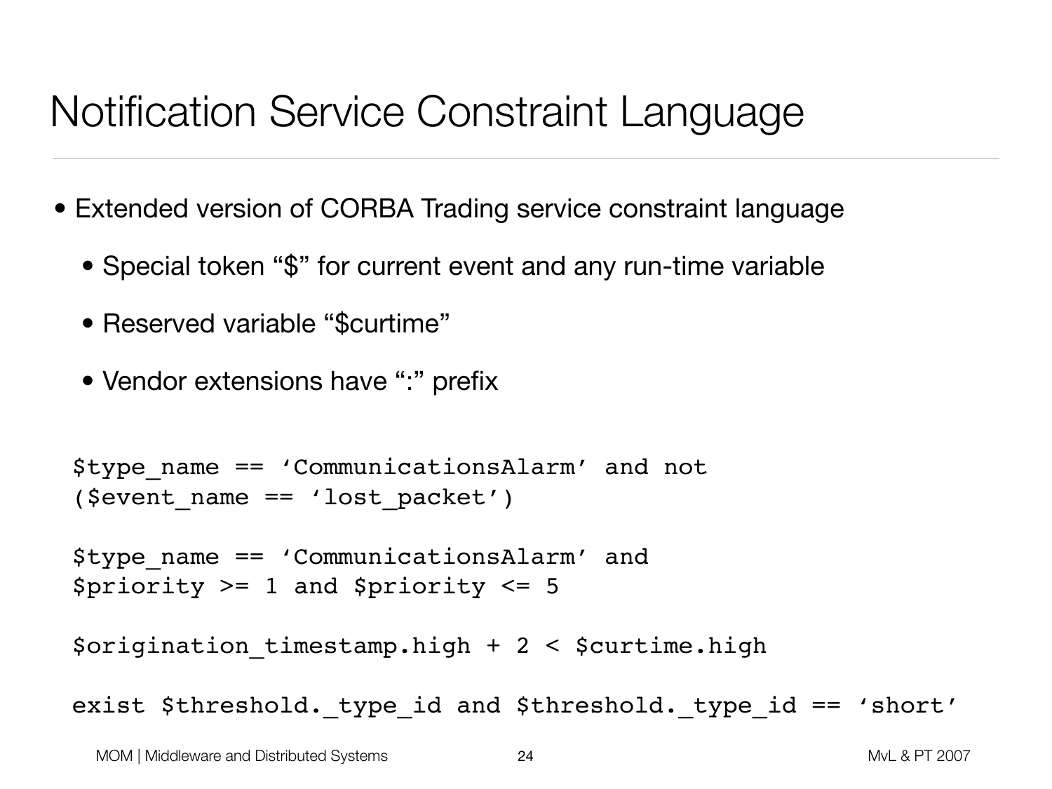# Notification Service Constraint Language

- Extended version of CORBA Trading service constraint language
  - Special token “$” for current event and any run-time variable
  - Reserved variable “$curtime”
  - Vendor extensions have “:” prefix

```
$type_name == ‘CommunicationsAlarm’ and not
($event_name == ‘lost_packet’)

$type_name == ‘CommunicationsAlarm’ and
$priority >= 1 and $priority <= 5

$origination_timestamp.high + 2 < $curtime.high

exist $threshold._type_id and $threshold._type_id == ‘short’
```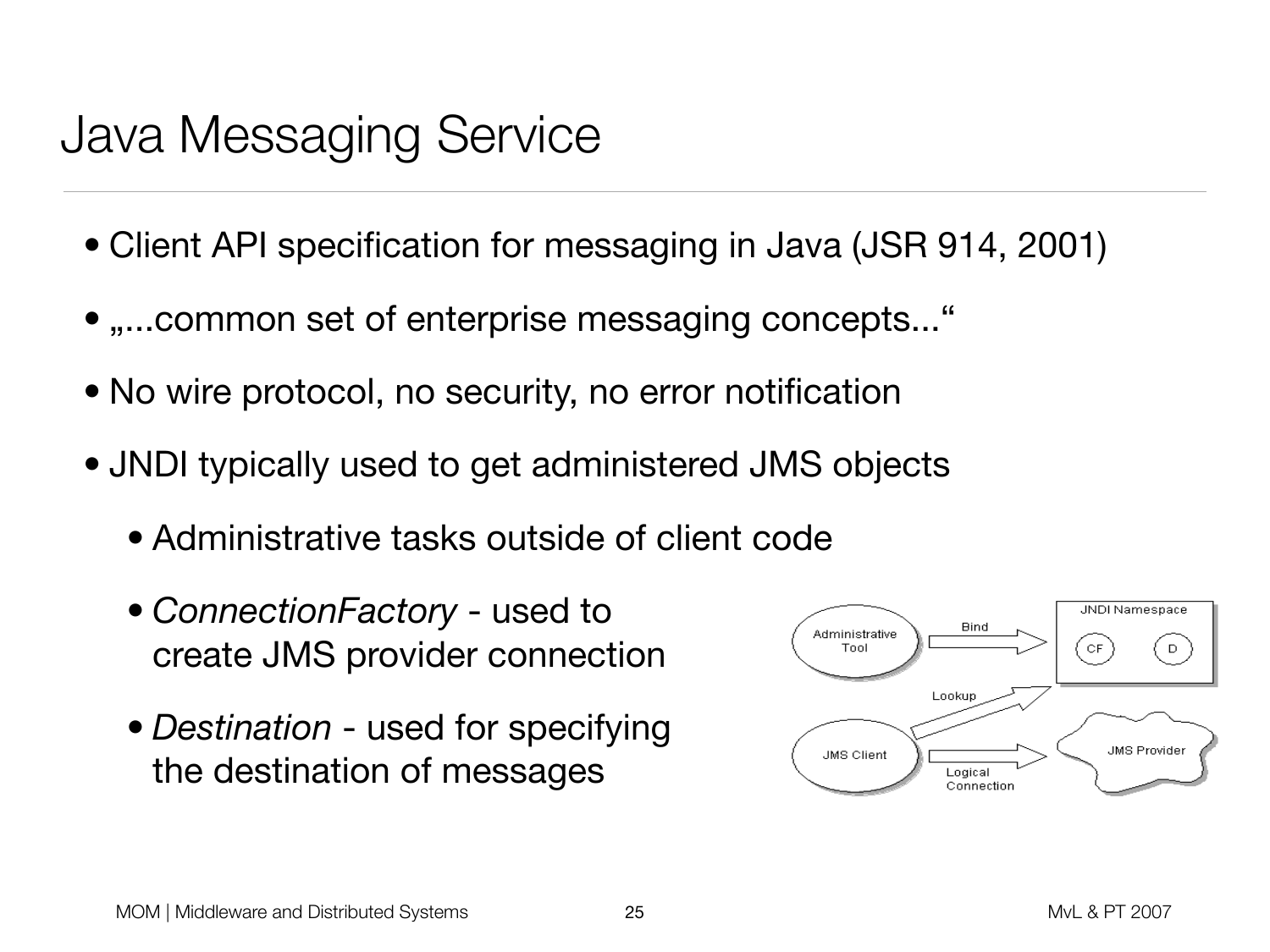# Java Messaging Service

- Client API specification for messaging in Java (JSR 914, 2001)
- „...common set of enterprise messaging concepts...“
- No wire protocol, no security, no error notification
- JNDI typically used to get administered JMS objects
  - Administrative tasks outside of client code
  - *ConnectionFactory* - used to create JMS provider connection
  - *Destination* - used for specifying the destination of messages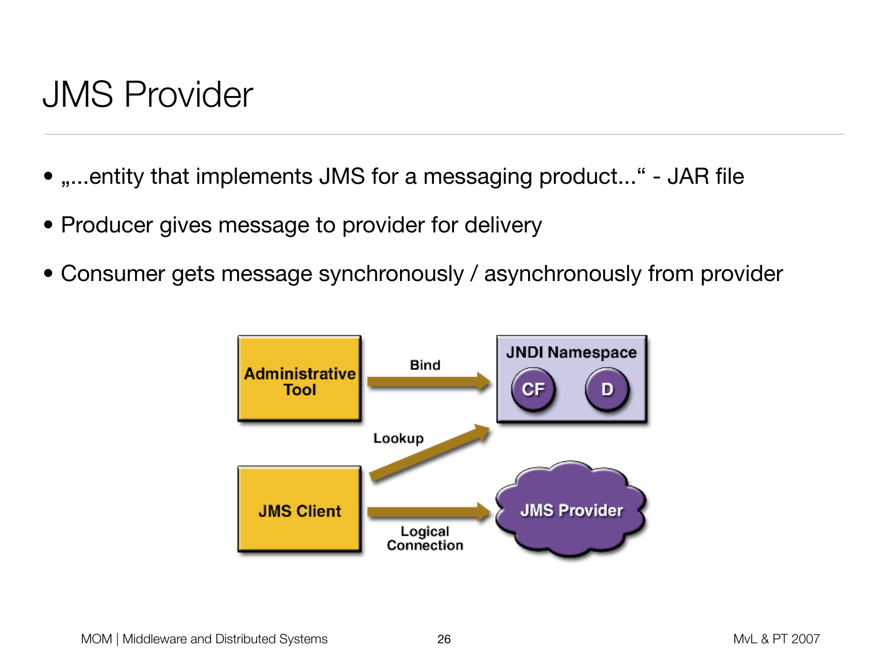# JMS Provider

- „...entity that implements JMS for a messaging product...“ - JAR file
- Producer gives message to provider for delivery
- Consumer gets message synchronously / asynchronously from provider

Administrative Tool — Bind → JNDI Namespace (CF, D)

JMS Client — Lookup → JNDI Namespace

JMS Client — Logical Connection → JMS Provider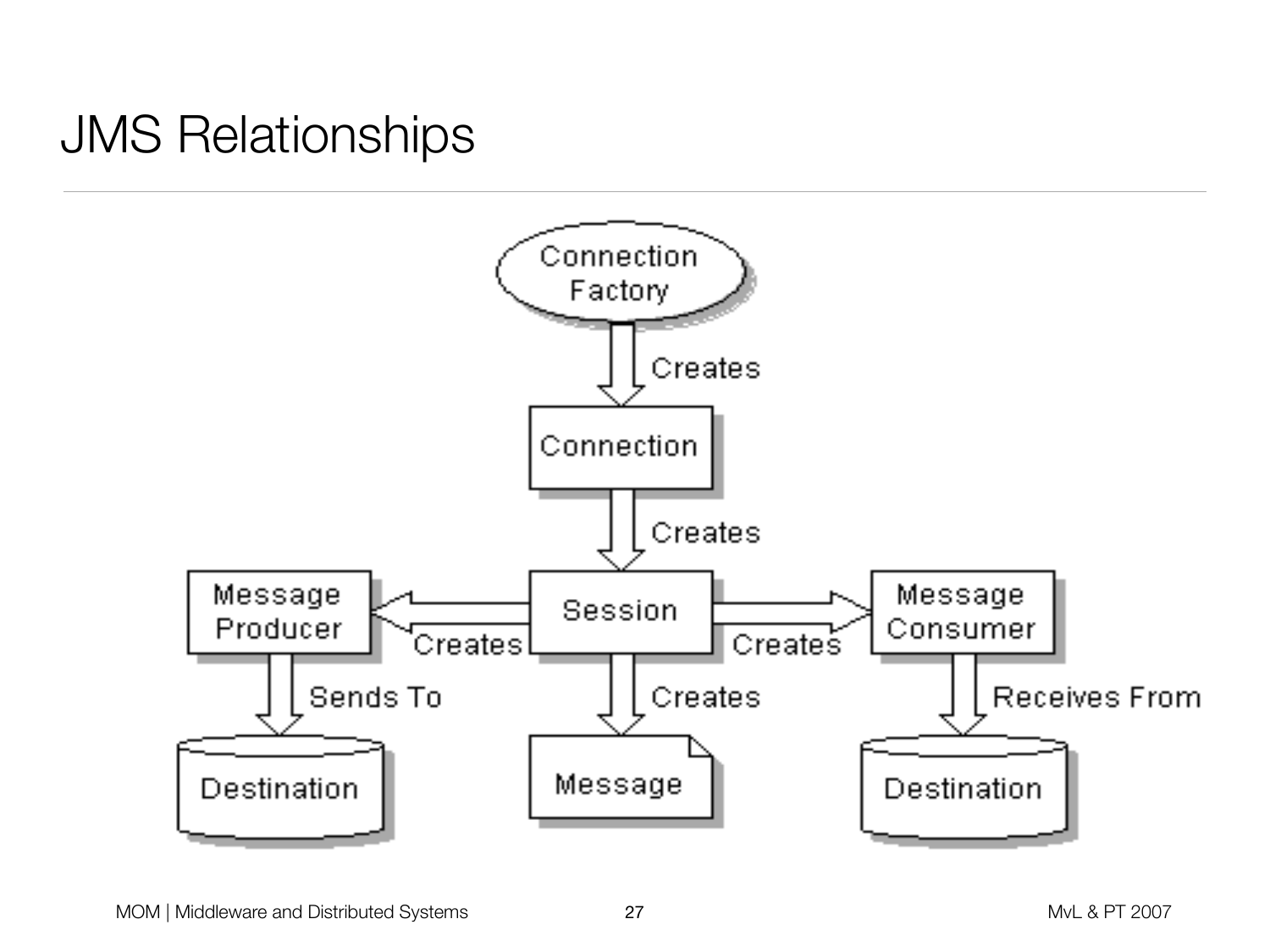# JMS Relationships

Connection Factory

Creates

Connection

Creates

Message Producer

Creates

Session

Creates

Message Consumer

Sends To

Creates

Receives From

Destination

Message

Destination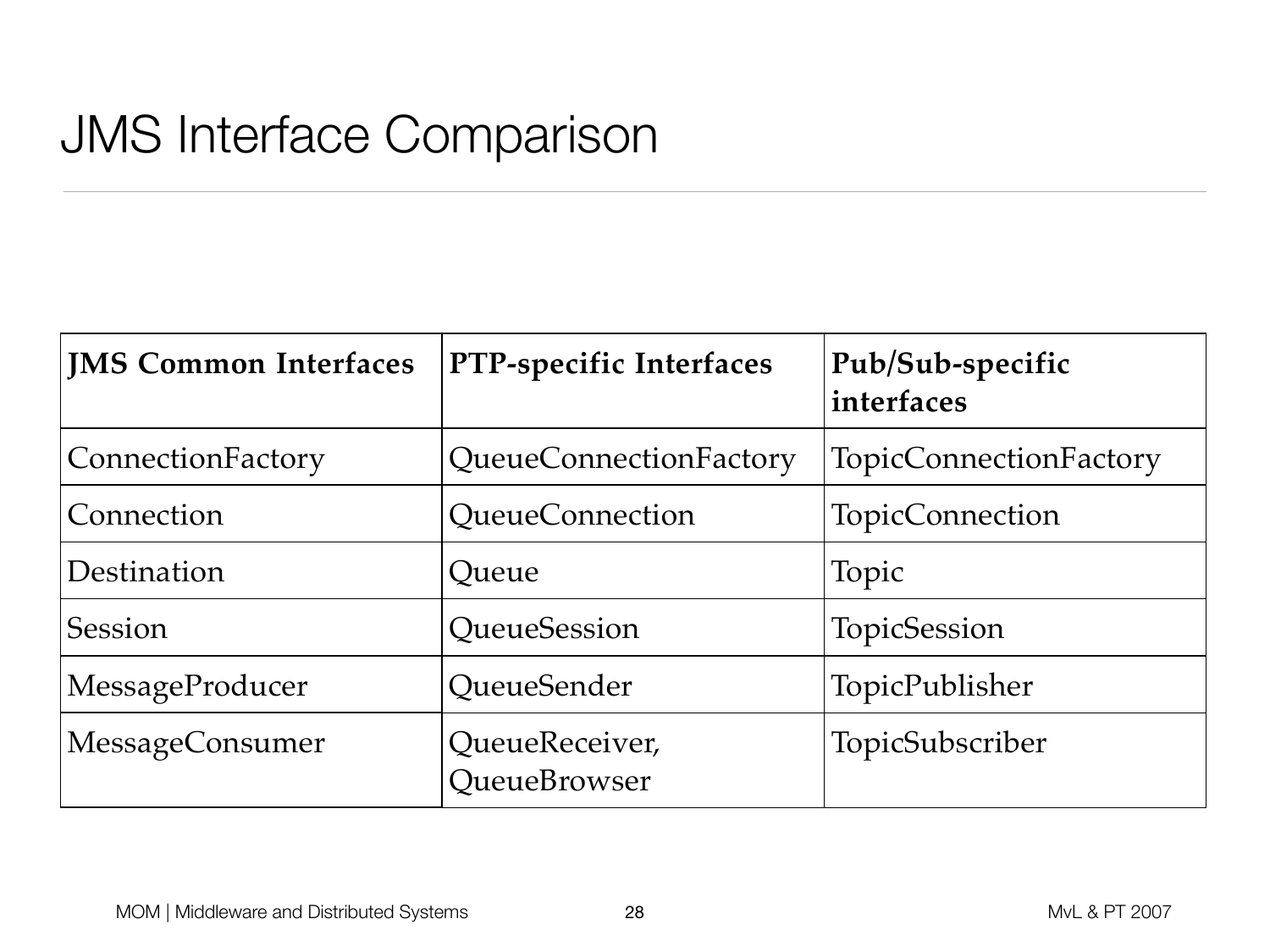# JMS Interface Comparison

| JMS Common Interfaces | PTP-specific Interfaces | Pub/Sub-specific interfaces |
| --- | --- | --- |
| ConnectionFactory | QueueConnectionFactory | TopicConnectionFactory |
| Connection | QueueConnection | TopicConnection |
| Destination | Queue | Topic |
| Session | QueueSession | TopicSession |
| MessageProducer | QueueSender | TopicPublisher |
| MessageConsumer | QueueReceiver, QueueBrowser | TopicSubscriber |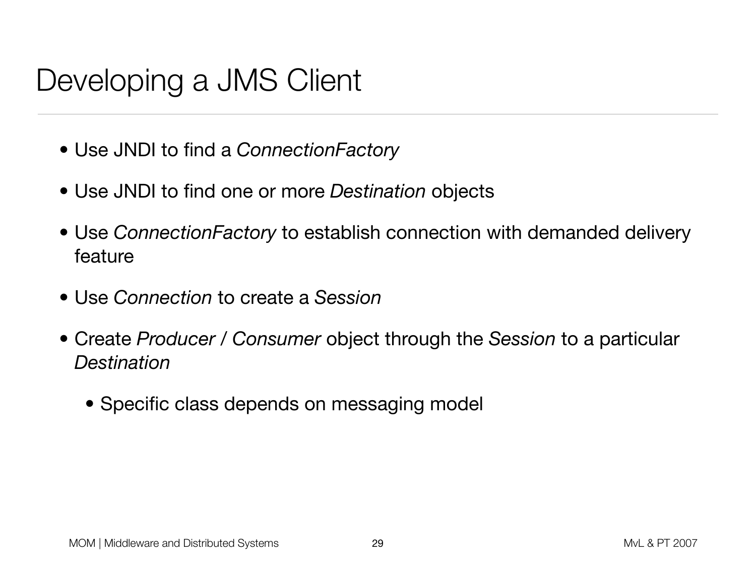# Developing a JMS Client

- Use JNDI to find a *ConnectionFactory*
- Use JNDI to find one or more *Destination* objects
- Use *ConnectionFactory* to establish connection with demanded delivery feature
- Use *Connection* to create a *Session*
- Create *Producer* / *Consumer* object through the *Session* to a particular *Destination*
  - Specific class depends on messaging model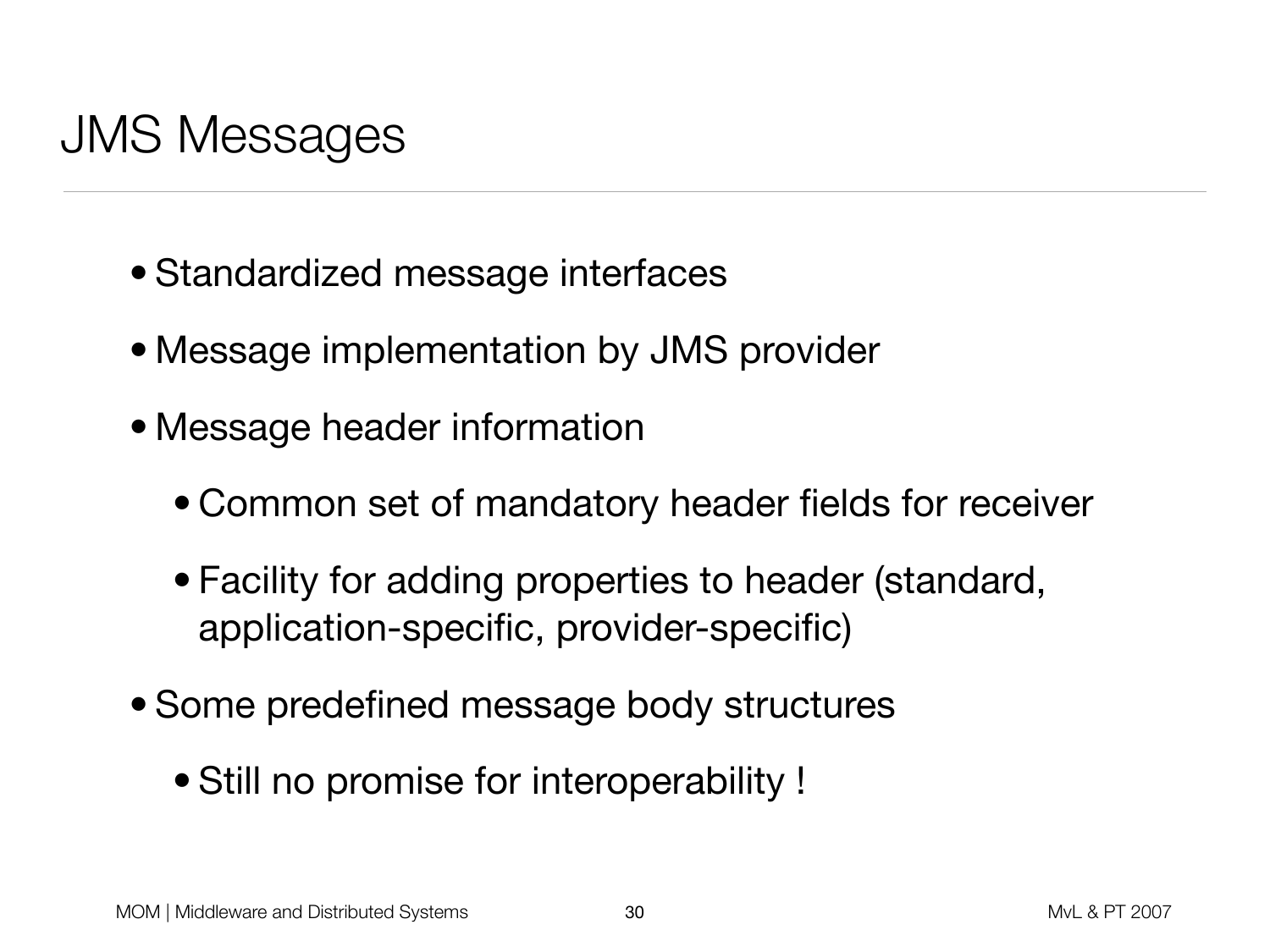# JMS Messages

- Standardized message interfaces
- Message implementation by JMS provider
- Message header information
  - Common set of mandatory header fields for receiver
  - Facility for adding properties to header (standard, application-specific, provider-specific)
- Some predefined message body structures
  - Still no promise for interoperability !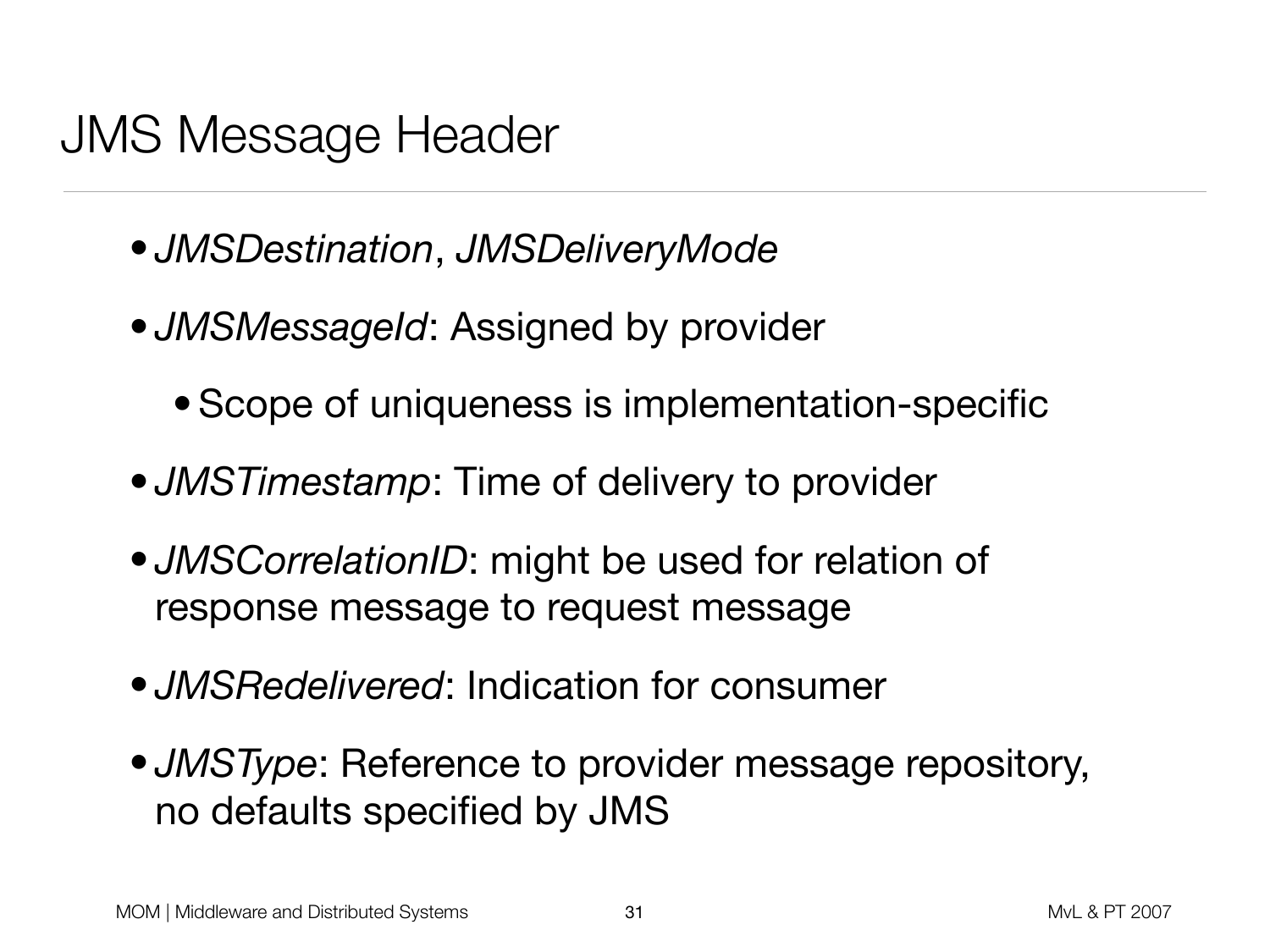# JMS Message Header

- *JMSDestination*, *JMSDeliveryMode*
- *JMSMessageId*: Assigned by provider
  - Scope of uniqueness is implementation-specific
- *JMSTimestamp*: Time of delivery to provider
- *JMSCorrelationID*: might be used for relation of response message to request message
- *JMSRedelivered*: Indication for consumer
- *JMSType*: Reference to provider message repository, no defaults specified by JMS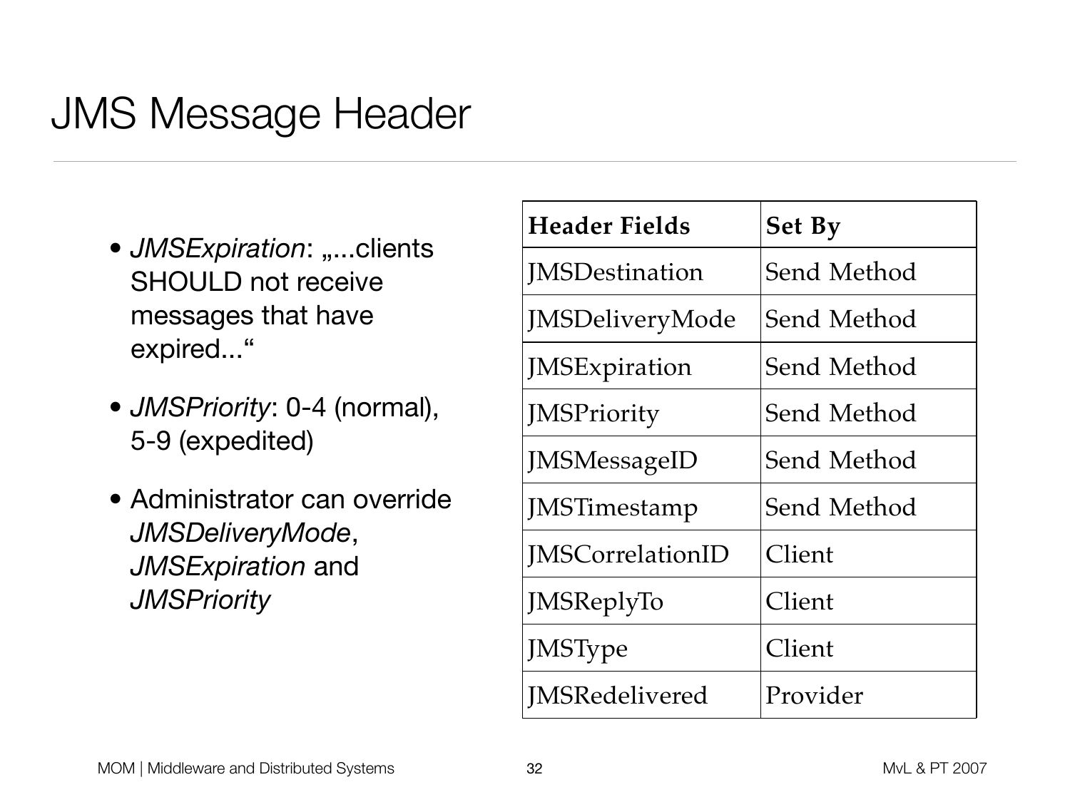# JMS Message Header

- *JMSExpiration*: „...clients SHOULD not receive messages that have expired...“
- *JMSPriority*: 0-4 (normal), 5-9 (expedited)
- Administrator can override *JMSDeliveryMode*, *JMSExpiration* and *JMSPriority*

| **Header Fields** | **Set By** |
| --- | --- |
| JMSDestination | Send Method |
| JMSDeliveryMode | Send Method |
| JMSExpiration | Send Method |
| JMSPriority | Send Method |
| JMSMessageID | Send Method |
| JMSTimestamp | Send Method |
| JMSCorrelationID | Client |
| JMSReplyTo | Client |
| JMSType | Client |
| JMSRedelivered | Provider |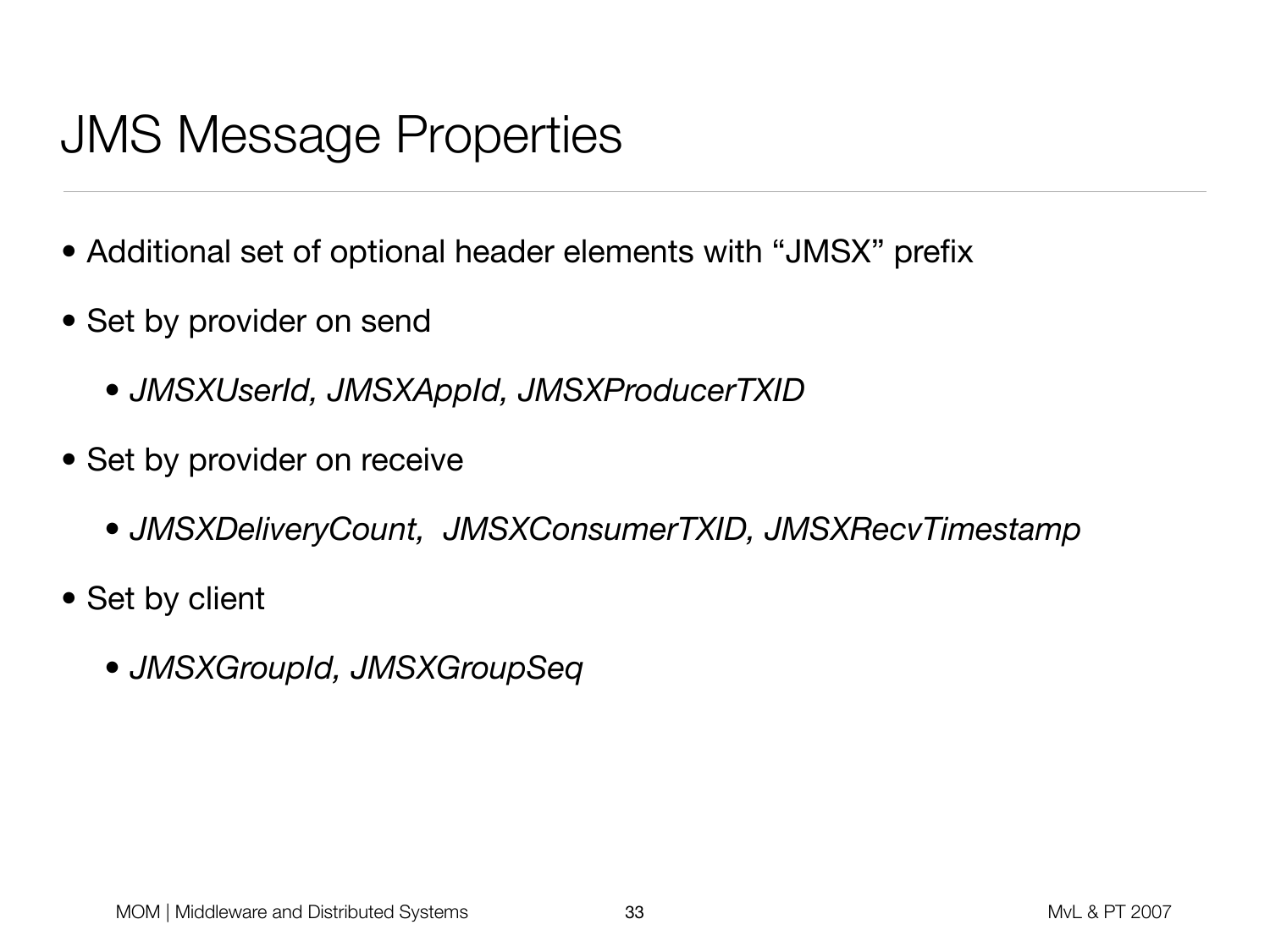# JMS Message Properties

- Additional set of optional header elements with “JMSX” prefix
- Set by provider on send
  - *JMSXUserId, JMSXAppId, JMSXProducerTXID*
- Set by provider on receive
  - *JMSXDeliveryCount,  JMSXConsumerTXID, JMSXRecvTimestamp*
- Set by client
  - *JMSXGroupId, JMSXGroupSeq*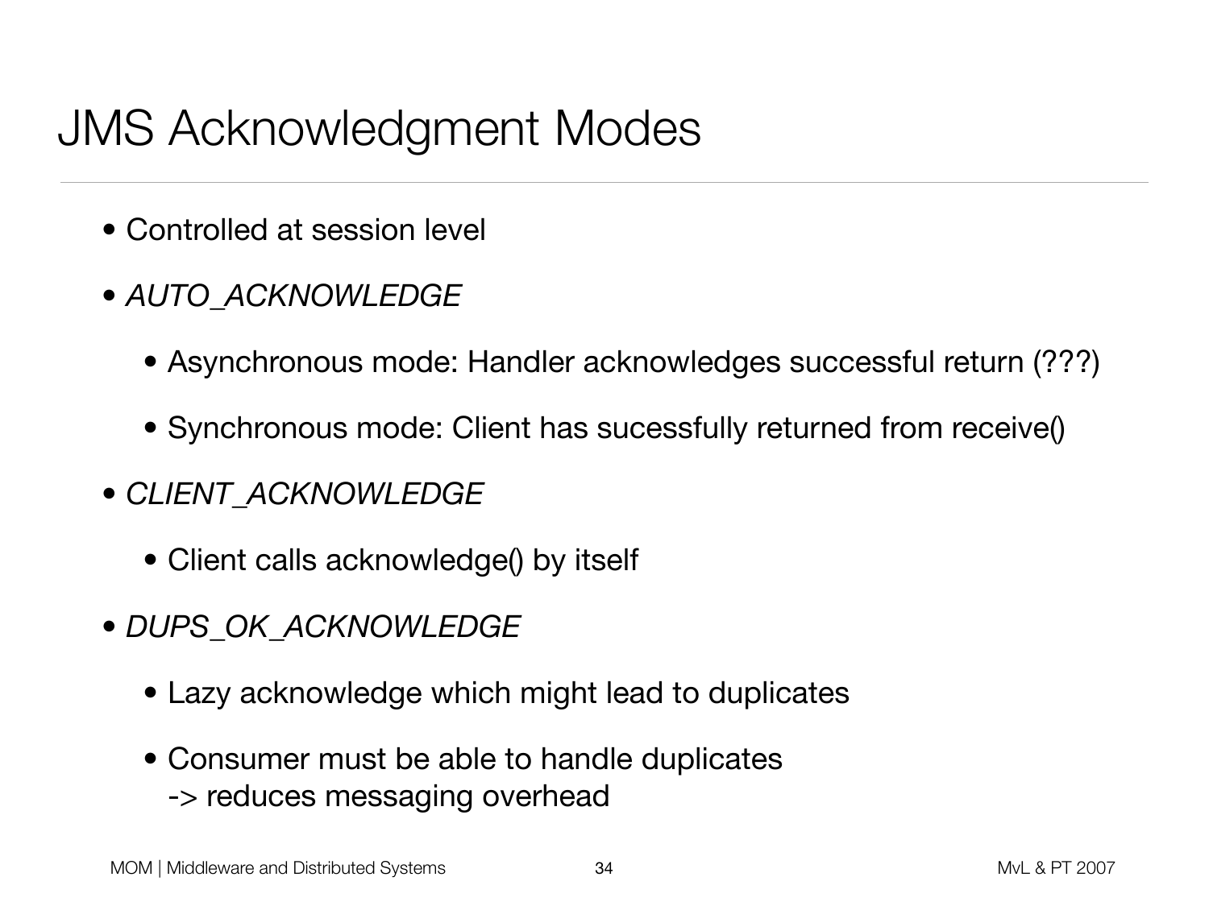# JMS Acknowledgment Modes

- Controlled at session level
- *AUTO_ACKNOWLEDGE*
  - Asynchronous mode: Handler acknowledges successful return (???)
  - Synchronous mode: Client has sucessfully returned from receive()
- *CLIENT_ACKNOWLEDGE*
  - Client calls acknowledge() by itself
- *DUPS_OK_ACKNOWLEDGE*
  - Lazy acknowledge which might lead to duplicates
  - Consumer must be able to handle duplicates
    -> reduces messaging overhead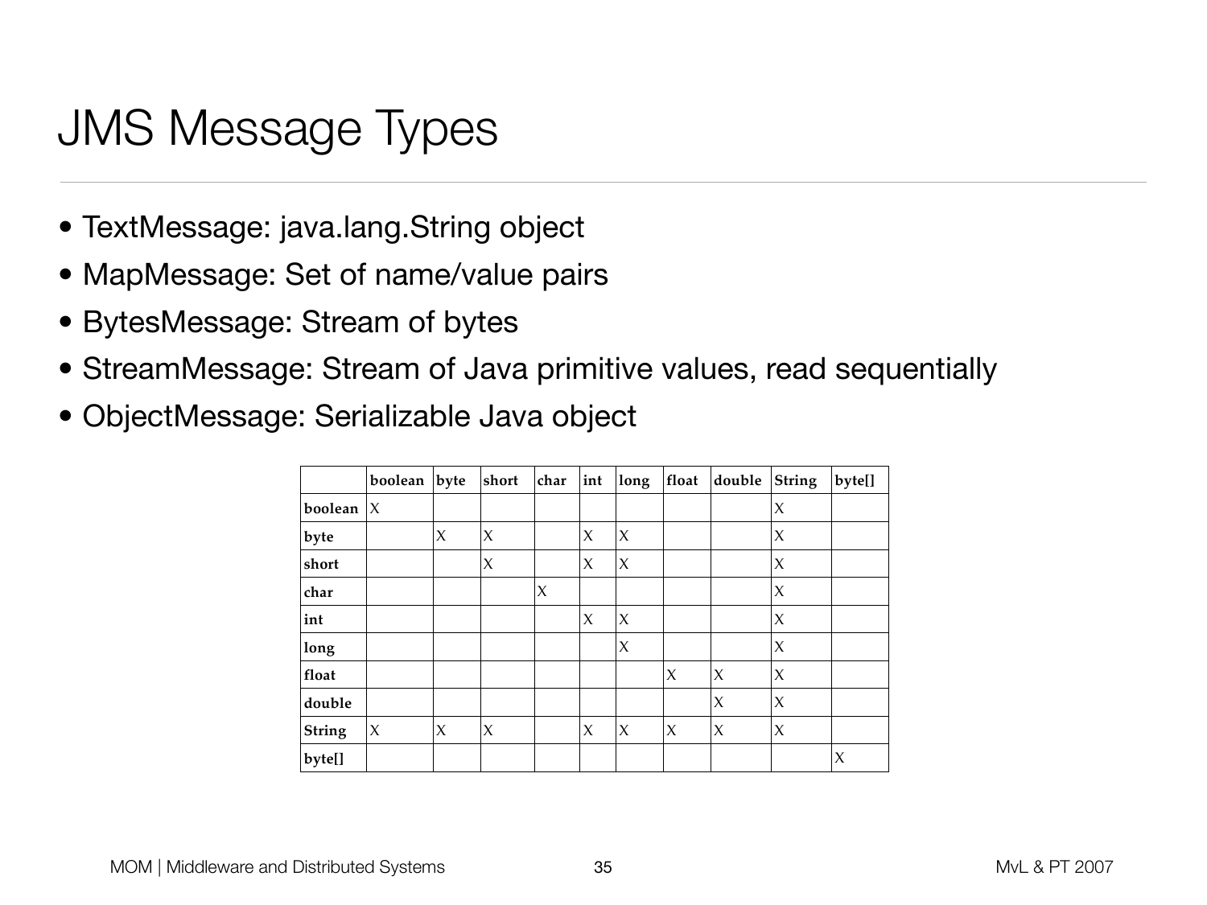# JMS Message Types

- TextMessage: java.lang.String object
- MapMessage: Set of name/value pairs
- BytesMessage: Stream of bytes
- StreamMessage: Stream of Java primitive values, read sequentially
- ObjectMessage: Serializable Java object

| | **boolean** | **byte** | **short** | **char** | **int** | **long** | **float** | **double** | **String** | **byte[]** |
|---|---|---|---|---|---|---|---|---|---|---|
| **boolean** | X | | | | | | | | X | |
| **byte** | | X | X | | X | X | | | X | |
| **short** | | | X | | X | X | | | X | |
| **char** | | | | X | | | | | X | |
| **int** | | | | | X | X | | | X | |
| **long** | | | | | | X | | | X | |
| **float** | | | | | | | X | X | X | |
| **double** | | | | | | | | X | X | |
| **String** | X | X | X | | X | X | X | X | X | |
| **byte[]** | | | | | | | | | | X |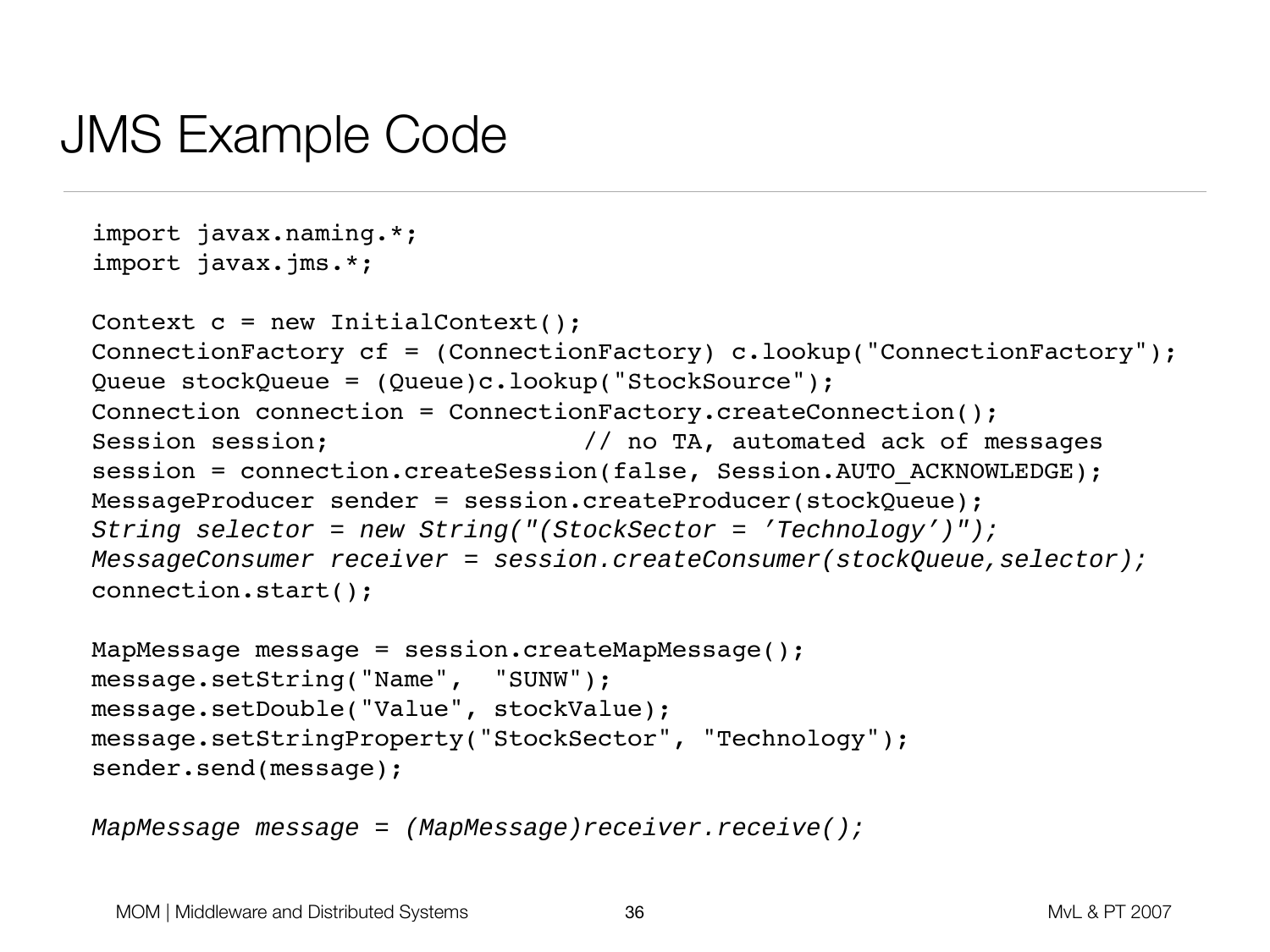# JMS Example Code

```
import javax.naming.*;
import javax.jms.*;

Context c = new InitialContext();
ConnectionFactory cf = (ConnectionFactory) c.lookup("ConnectionFactory");
Queue stockQueue = (Queue)c.lookup("StockSource");
Connection connection = ConnectionFactory.createConnection();
Session session;                  // no TA, automated ack of messages
session = connection.createSession(false, Session.AUTO_ACKNOWLEDGE);
MessageProducer sender = session.createProducer(stockQueue);
String selector = new String("(StockSector = ’Technology’)");
MessageConsumer receiver = session.createConsumer(stockQueue,selector);
connection.start();

MapMessage message = session.createMapMessage();
message.setString("Name",  "SUNW");
message.setDouble("Value", stockValue);
message.setStringProperty("StockSector", "Technology");
sender.send(message);

MapMessage message = (MapMessage)receiver.receive();
```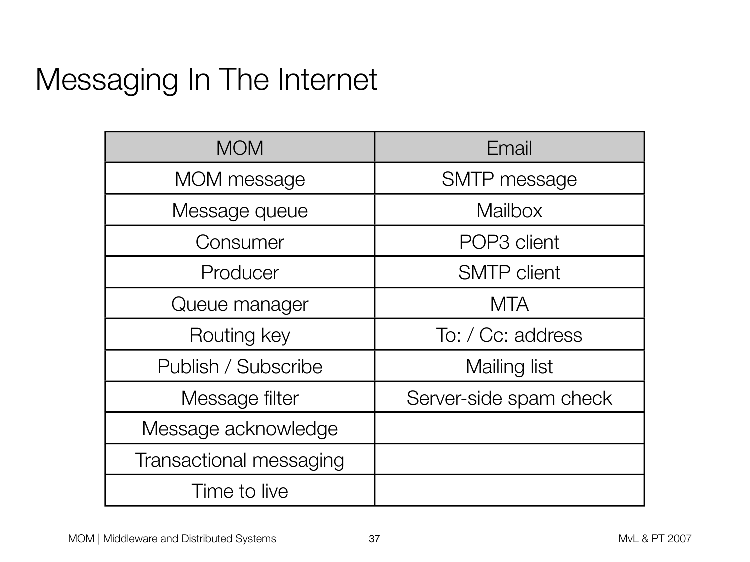# Messaging In The Internet

| MOM | Email |
| --- | --- |
| MOM message | SMTP message |
| Message queue | Mailbox |
| Consumer | POP3 client |
| Producer | SMTP client |
| Queue manager | MTA |
| Routing key | To: / Cc: address |
| Publish / Subscribe | Mailing list |
| Message filter | Server-side spam check |
| Message acknowledge | |
| Transactional messaging | |
| Time to live | |